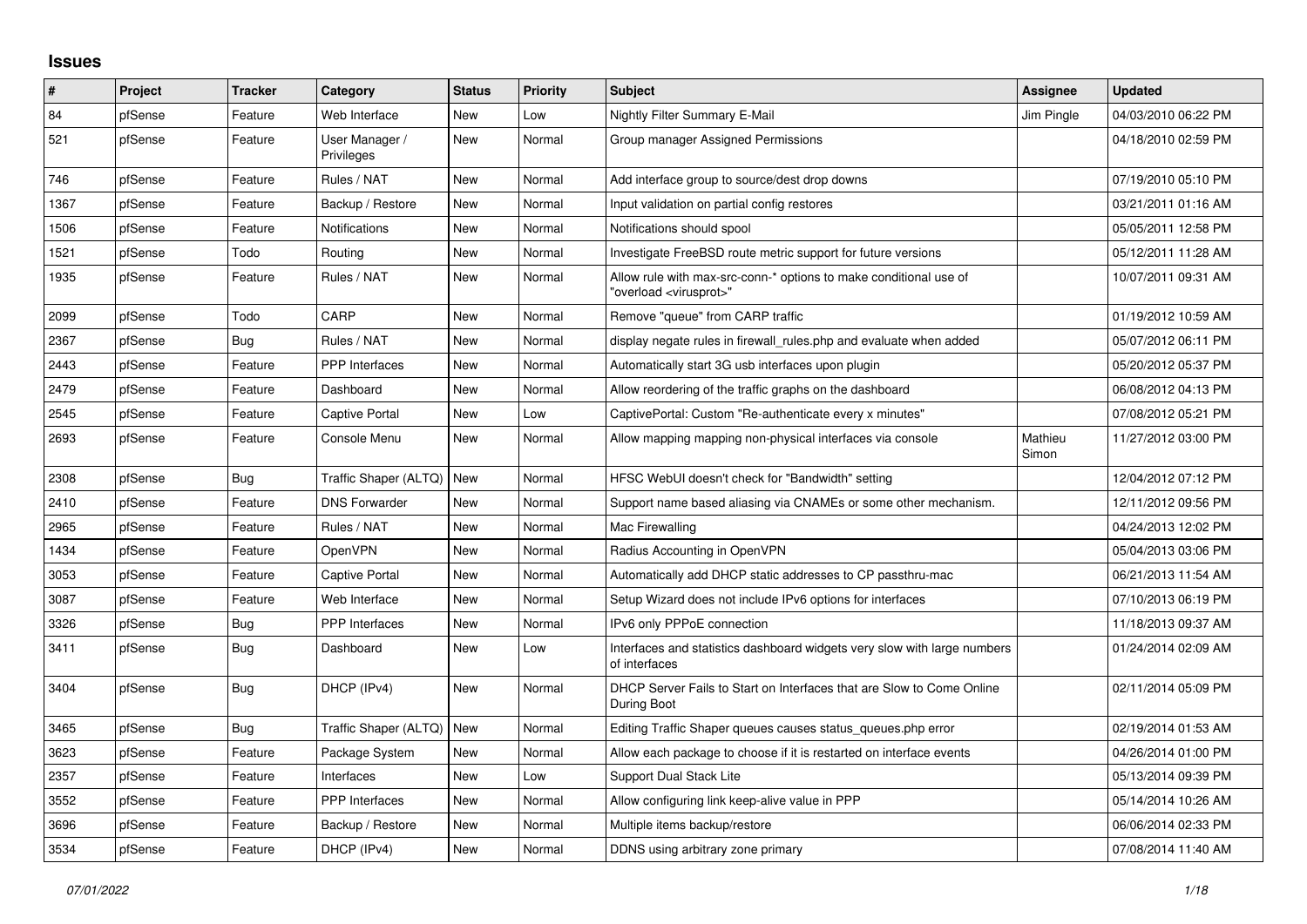## Issues

| # | Project | Tracker | Category | Status | Priority | Subject | Assignee | Updated |
|---|---|---|---|---|---|---|---|---|
| 84 | pfSense | Feature | Web Interface | New | Low | Nightly Filter Summary E-Mail | Jim Pingle | 04/03/2010 06:22 PM |
| 521 | pfSense | Feature | User Manager / Privileges | New | Normal | Group manager Assigned Permissions | | 04/18/2010 02:59 PM |
| 746 | pfSense | Feature | Rules / NAT | New | Normal | Add interface group to source/dest drop downs | | 07/19/2010 05:10 PM |
| 1367 | pfSense | Feature | Backup / Restore | New | Normal | Input validation on partial config restores | | 03/21/2011 01:16 AM |
| 1506 | pfSense | Feature | Notifications | New | Normal | Notifications should spool | | 05/05/2011 12:58 PM |
| 1521 | pfSense | Todo | Routing | New | Normal | Investigate FreeBSD route metric support for future versions | | 05/12/2011 11:28 AM |
| 1935 | pfSense | Feature | Rules / NAT | New | Normal | Allow rule with max-src-conn-* options to make conditional use of "overload <virusprot>" | | 10/07/2011 09:31 AM |
| 2099 | pfSense | Todo | CARP | New | Normal | Remove "queue" from CARP traffic | | 01/19/2012 10:59 AM |
| 2367 | pfSense | Bug | Rules / NAT | New | Normal | display negate rules in firewall_rules.php and evaluate when added | | 05/07/2012 06:11 PM |
| 2443 | pfSense | Feature | PPP Interfaces | New | Normal | Automatically start 3G usb interfaces upon plugin | | 05/20/2012 05:37 PM |
| 2479 | pfSense | Feature | Dashboard | New | Normal | Allow reordering of the traffic graphs on the dashboard | | 06/08/2012 04:13 PM |
| 2545 | pfSense | Feature | Captive Portal | New | Low | CaptivePortal: Custom "Re-authenticate every x minutes" | | 07/08/2012 05:21 PM |
| 2693 | pfSense | Feature | Console Menu | New | Normal | Allow mapping mapping non-physical interfaces via console | Mathieu Simon | 11/27/2012 03:00 PM |
| 2308 | pfSense | Bug | Traffic Shaper (ALTQ) | New | Normal | HFSC WebUI doesn't check for "Bandwidth" setting | | 12/04/2012 07:12 PM |
| 2410 | pfSense | Feature | DNS Forwarder | New | Normal | Support name based aliasing via CNAMEs or some other mechanism. | | 12/11/2012 09:56 PM |
| 2965 | pfSense | Feature | Rules / NAT | New | Normal | Mac Firewalling | | 04/24/2013 12:02 PM |
| 1434 | pfSense | Feature | OpenVPN | New | Normal | Radius Accounting in OpenVPN | | 05/04/2013 03:06 PM |
| 3053 | pfSense | Feature | Captive Portal | New | Normal | Automatically add DHCP static addresses to CP passthru-mac | | 06/21/2013 11:54 AM |
| 3087 | pfSense | Feature | Web Interface | New | Normal | Setup Wizard does not include IPv6 options for interfaces | | 07/10/2013 06:19 PM |
| 3326 | pfSense | Bug | PPP Interfaces | New | Normal | IPv6 only PPPoE connection | | 11/18/2013 09:37 AM |
| 3411 | pfSense | Bug | Dashboard | New | Low | Interfaces and statistics dashboard widgets very slow with large numbers of interfaces | | 01/24/2014 02:09 AM |
| 3404 | pfSense | Bug | DHCP (IPv4) | New | Normal | DHCP Server Fails to Start on Interfaces that are Slow to Come Online During Boot | | 02/11/2014 05:09 PM |
| 3465 | pfSense | Bug | Traffic Shaper (ALTQ) | New | Normal | Editing Traffic Shaper queues causes status_queues.php error | | 02/19/2014 01:53 AM |
| 3623 | pfSense | Feature | Package System | New | Normal | Allow each package to choose if it is restarted on interface events | | 04/26/2014 01:00 PM |
| 2357 | pfSense | Feature | Interfaces | New | Low | Support Dual Stack Lite | | 05/13/2014 09:39 PM |
| 3552 | pfSense | Feature | PPP Interfaces | New | Normal | Allow configuring link keep-alive value in PPP | | 05/14/2014 10:26 AM |
| 3696 | pfSense | Feature | Backup / Restore | New | Normal | Multiple items backup/restore | | 06/06/2014 02:33 PM |
| 3534 | pfSense | Feature | DHCP (IPv4) | New | Normal | DDNS using arbitrary zone primary | | 07/08/2014 11:40 AM |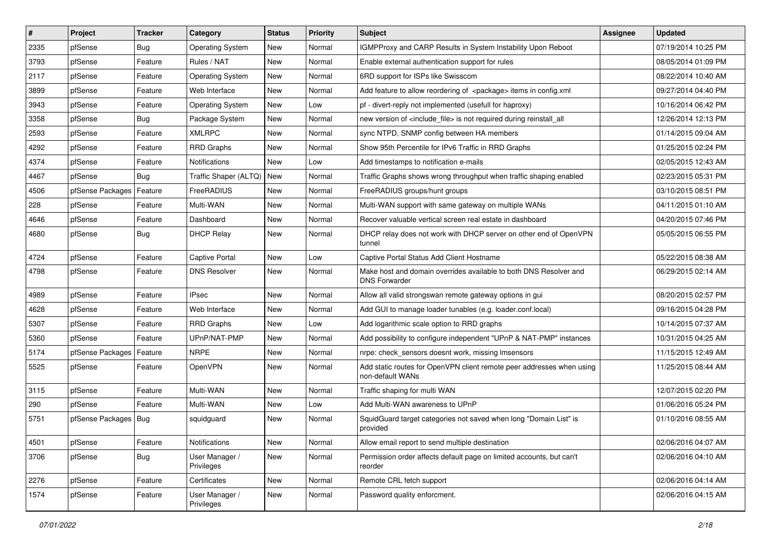| # | Project | Tracker | Category | Status | Priority | Subject | Assignee | Updated |
|---|---|---|---|---|---|---|---|---|
| 2335 | pfSense | Bug | Operating System | New | Normal | IGMPProxy and CARP Results in System Instability Upon Reboot | | 07/19/2014 10:25 PM |
| 3793 | pfSense | Feature | Rules / NAT | New | Normal | Enable external authentication support for rules | | 08/05/2014 01:09 PM |
| 2117 | pfSense | Feature | Operating System | New | Normal | 6RD support for ISPs like Swisscom | | 08/22/2014 10:40 AM |
| 3899 | pfSense | Feature | Web Interface | New | Normal | Add feature to allow reordering of <package> items in config.xml | | 09/27/2014 04:40 PM |
| 3943 | pfSense | Feature | Operating System | New | Low | pf - divert-reply not implemented (usefull for haproxy) | | 10/16/2014 06:42 PM |
| 3358 | pfSense | Bug | Package System | New | Normal | new version of <include_file> is not required during reinstall_all | | 12/26/2014 12:13 PM |
| 2593 | pfSense | Feature | XMLRPC | New | Normal | sync NTPD, SNMP config between HA members | | 01/14/2015 09:04 AM |
| 4292 | pfSense | Feature | RRD Graphs | New | Normal | Show 95th Percentile for IPv6 Traffic in RRD Graphs | | 01/25/2015 02:24 PM |
| 4374 | pfSense | Feature | Notifications | New | Low | Add timestamps to notification e-mails | | 02/05/2015 12:43 AM |
| 4467 | pfSense | Bug | Traffic Shaper (ALTQ) | New | Normal | Traffic Graphs shows wrong throughput when traffic shaping enabled | | 02/23/2015 05:31 PM |
| 4506 | pfSense Packages | Feature | FreeRADIUS | New | Normal | FreeRADIUS groups/hunt groups | | 03/10/2015 08:51 PM |
| 228 | pfSense | Feature | Multi-WAN | New | Normal | Multi-WAN support with same gateway on multiple WANs | | 04/11/2015 01:10 AM |
| 4646 | pfSense | Feature | Dashboard | New | Normal | Recover valuable vertical screen real estate in dashboard | | 04/20/2015 07:46 PM |
| 4680 | pfSense | Bug | DHCP Relay | New | Normal | DHCP relay does not work with DHCP server on other end of OpenVPN tunnel | | 05/05/2015 06:55 PM |
| 4724 | pfSense | Feature | Captive Portal | New | Low | Captive Portal Status Add Client Hostname | | 05/22/2015 08:38 AM |
| 4798 | pfSense | Feature | DNS Resolver | New | Normal | Make host and domain overrides available to both DNS Resolver and DNS Forwarder | | 06/29/2015 02:14 AM |
| 4989 | pfSense | Feature | IPsec | New | Normal | Allow all valid strongswan remote gateway options in gui | | 08/20/2015 02:57 PM |
| 4628 | pfSense | Feature | Web Interface | New | Normal | Add GUI to manage loader tunables (e.g. loader.conf.local) | | 09/16/2015 04:28 PM |
| 5307 | pfSense | Feature | RRD Graphs | New | Low | Add logarithmic scale option to RRD graphs | | 10/14/2015 07:37 AM |
| 5360 | pfSense | Feature | UPnP/NAT-PMP | New | Normal | Add possibility to configure independent "UPnP & NAT-PMP" instances | | 10/31/2015 04:25 AM |
| 5174 | pfSense Packages | Feature | NRPE | New | Normal | nrpe: check_sensors doesnt work, missing lmsensors | | 11/15/2015 12:49 AM |
| 5525 | pfSense | Feature | OpenVPN | New | Normal | Add static routes for OpenVPN client remote peer addresses when using non-default WANs | | 11/25/2015 08:44 AM |
| 3115 | pfSense | Feature | Multi-WAN | New | Normal | Traffic shaping for multi WAN | | 12/07/2015 02:20 PM |
| 290 | pfSense | Feature | Multi-WAN | New | Low | Add Multi-WAN awareness to UPnP | | 01/06/2016 05:24 PM |
| 5751 | pfSense Packages | Bug | squidguard | New | Normal | SquidGuard target categories not saved when long "Domain List" is provided | | 01/10/2016 08:55 AM |
| 4501 | pfSense | Feature | Notifications | New | Normal | Allow email report to send multiple destination | | 02/06/2016 04:07 AM |
| 3706 | pfSense | Bug | User Manager / Privileges | New | Normal | Permission order affects default page on limited accounts, but can't reorder | | 02/06/2016 04:10 AM |
| 2276 | pfSense | Feature | Certificates | New | Normal | Remote CRL fetch support | | 02/06/2016 04:14 AM |
| 1574 | pfSense | Feature | User Manager / Privileges | New | Normal | Password quality enforcment. | | 02/06/2016 04:15 AM |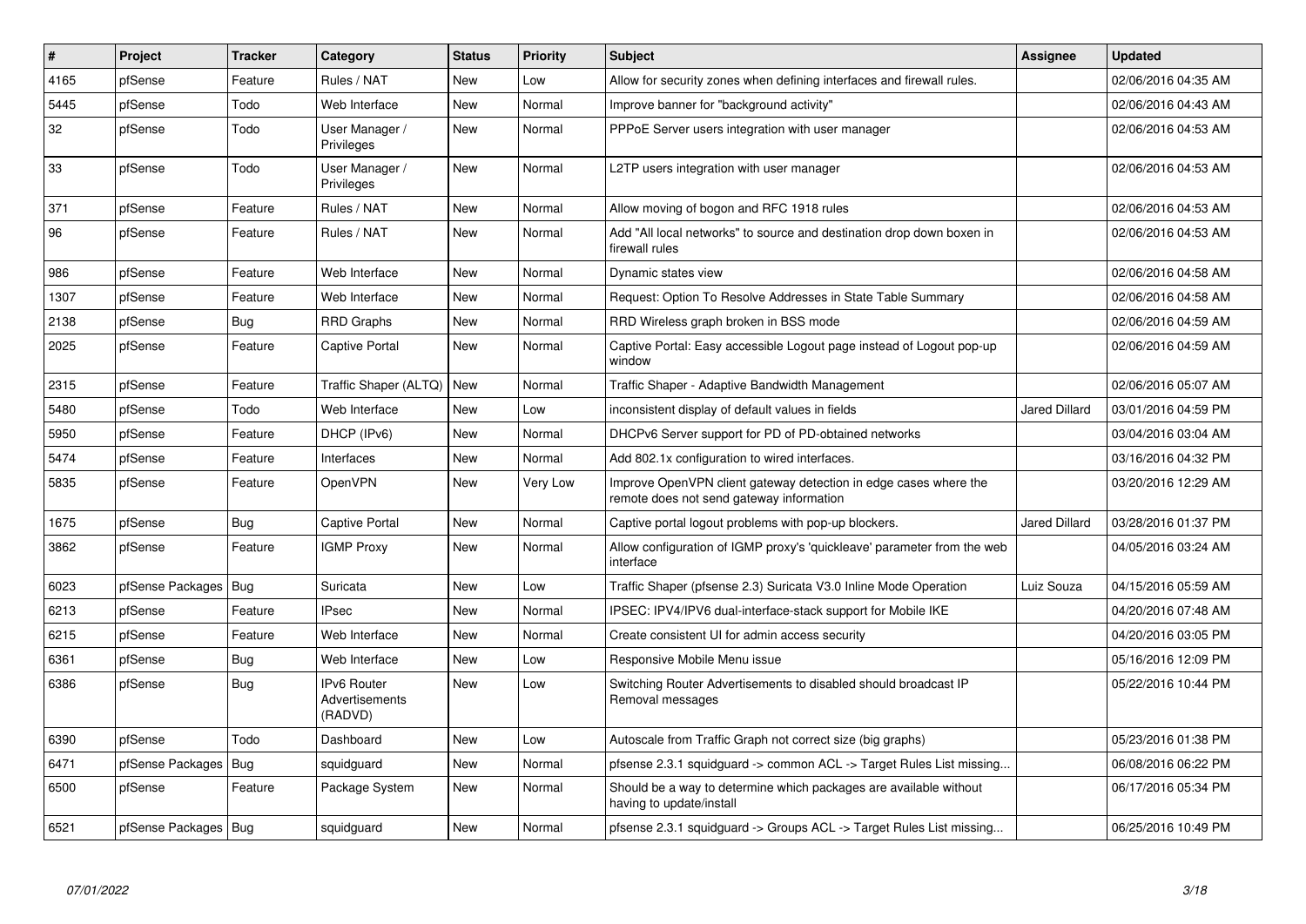| # | Project | Tracker | Category | Status | Priority | Subject | Assignee | Updated |
|---|---|---|---|---|---|---|---|---|
| 4165 | pfSense | Feature | Rules / NAT | New | Low | Allow for security zones when defining interfaces and firewall rules. | | 02/06/2016 04:35 AM |
| 5445 | pfSense | Todo | Web Interface | New | Normal | Improve banner for "background activity" | | 02/06/2016 04:43 AM |
| 32 | pfSense | Todo | User Manager / Privileges | New | Normal | PPPoE Server users integration with user manager | | 02/06/2016 04:53 AM |
| 33 | pfSense | Todo | User Manager / Privileges | New | Normal | L2TP users integration with user manager | | 02/06/2016 04:53 AM |
| 371 | pfSense | Feature | Rules / NAT | New | Normal | Allow moving of bogon and RFC 1918 rules | | 02/06/2016 04:53 AM |
| 96 | pfSense | Feature | Rules / NAT | New | Normal | Add "All local networks" to source and destination drop down boxen in firewall rules | | 02/06/2016 04:53 AM |
| 986 | pfSense | Feature | Web Interface | New | Normal | Dynamic states view | | 02/06/2016 04:58 AM |
| 1307 | pfSense | Feature | Web Interface | New | Normal | Request: Option To Resolve Addresses in State Table Summary | | 02/06/2016 04:58 AM |
| 2138 | pfSense | Bug | RRD Graphs | New | Normal | RRD Wireless graph broken in BSS mode | | 02/06/2016 04:59 AM |
| 2025 | pfSense | Feature | Captive Portal | New | Normal | Captive Portal: Easy accessible Logout page instead of Logout pop-up window | | 02/06/2016 04:59 AM |
| 2315 | pfSense | Feature | Traffic Shaper (ALTQ) | New | Normal | Traffic Shaper - Adaptive Bandwidth Management | | 02/06/2016 05:07 AM |
| 5480 | pfSense | Todo | Web Interface | New | Low | inconsistent display of default values in fields | Jared Dillard | 03/01/2016 04:59 PM |
| 5950 | pfSense | Feature | DHCP (IPv6) | New | Normal | DHCPv6 Server support for PD of PD-obtained networks | | 03/04/2016 03:04 AM |
| 5474 | pfSense | Feature | Interfaces | New | Normal | Add 802.1x configuration to wired interfaces. | | 03/16/2016 04:32 PM |
| 5835 | pfSense | Feature | OpenVPN | New | Very Low | Improve OpenVPN client gateway detection in edge cases where the remote does not send gateway information | | 03/20/2016 12:29 AM |
| 1675 | pfSense | Bug | Captive Portal | New | Normal | Captive portal logout problems with pop-up blockers. | Jared Dillard | 03/28/2016 01:37 PM |
| 3862 | pfSense | Feature | IGMP Proxy | New | Normal | Allow configuration of IGMP proxy's 'quickleave' parameter from the web interface | | 04/05/2016 03:24 AM |
| 6023 | pfSense Packages | Bug | Suricata | New | Low | Traffic Shaper (pfsense 2.3) Suricata V3.0 Inline Mode Operation | Luiz Souza | 04/15/2016 05:59 AM |
| 6213 | pfSense | Feature | IPsec | New | Normal | IPSEC: IPV4/IPV6 dual-interface-stack support for Mobile IKE | | 04/20/2016 07:48 AM |
| 6215 | pfSense | Feature | Web Interface | New | Normal | Create consistent UI for admin access security | | 04/20/2016 03:05 PM |
| 6361 | pfSense | Bug | Web Interface | New | Low | Responsive Mobile Menu issue | | 05/16/2016 12:09 PM |
| 6386 | pfSense | Bug | IPv6 Router Advertisements (RADVD) | New | Low | Switching Router Advertisements to disabled should broadcast IP Removal messages | | 05/22/2016 10:44 PM |
| 6390 | pfSense | Todo | Dashboard | New | Low | Autoscale from Traffic Graph not correct size (big graphs) | | 05/23/2016 01:38 PM |
| 6471 | pfSense Packages | Bug | squidguard | New | Normal | pfsense 2.3.1 squidguard -> common ACL -> Target Rules List missing... | | 06/08/2016 06:22 PM |
| 6500 | pfSense | Feature | Package System | New | Normal | Should be a way to determine which packages are available without having to update/install | | 06/17/2016 05:34 PM |
| 6521 | pfSense Packages | Bug | squidguard | New | Normal | pfsense 2.3.1 squidguard -> Groups ACL -> Target Rules List missing... | | 06/25/2016 10:49 PM |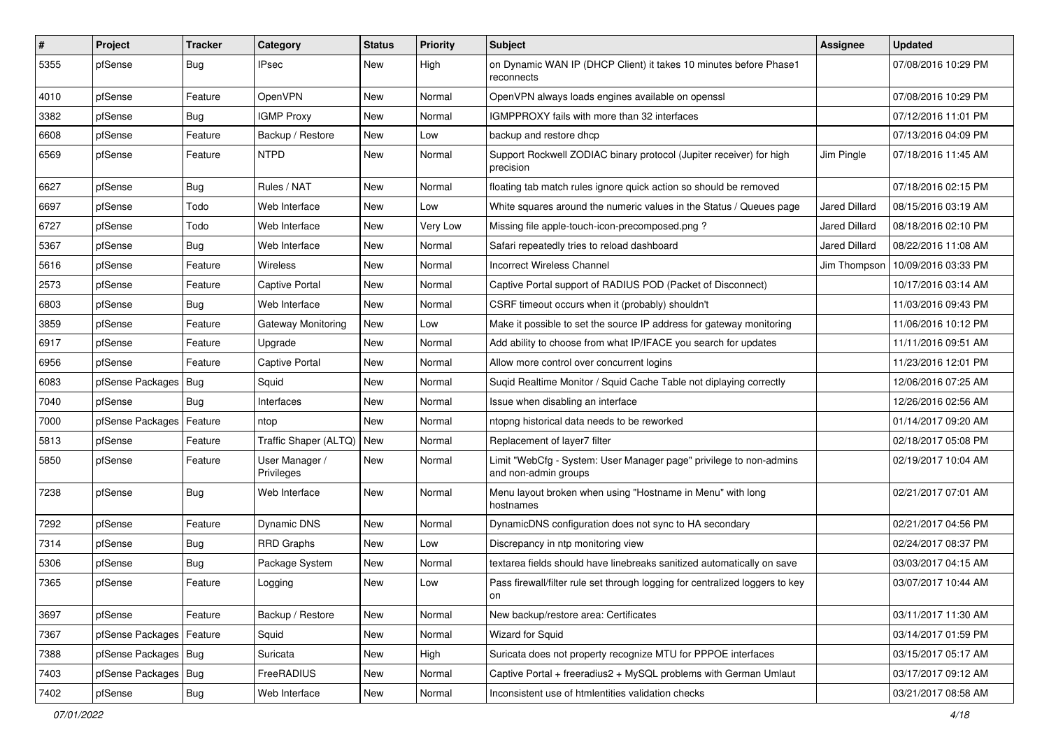| # | Project | Tracker | Category | Status | Priority | Subject | Assignee | Updated |
|---|---|---|---|---|---|---|---|---|
| 5355 | pfSense | Bug | IPsec | New | High | on Dynamic WAN IP (DHCP Client) it takes 10 minutes before Phase1 reconnects | | 07/08/2016 10:29 PM |
| 4010 | pfSense | Feature | OpenVPN | New | Normal | OpenVPN always loads engines available on openssl | | 07/08/2016 10:29 PM |
| 3382 | pfSense | Bug | IGMP Proxy | New | Normal | IGMPPROXY fails with more than 32 interfaces | | 07/12/2016 11:01 PM |
| 6608 | pfSense | Feature | Backup / Restore | New | Low | backup and restore dhcp | | 07/13/2016 04:09 PM |
| 6569 | pfSense | Feature | NTPD | New | Normal | Support Rockwell ZODIAC binary protocol (Jupiter receiver) for high precision | Jim Pingle | 07/18/2016 11:45 AM |
| 6627 | pfSense | Bug | Rules / NAT | New | Normal | floating tab match rules ignore quick action so should be removed | | 07/18/2016 02:15 PM |
| 6697 | pfSense | Todo | Web Interface | New | Low | White squares around the numeric values in the Status / Queues page | Jared Dillard | 08/15/2016 03:19 AM |
| 6727 | pfSense | Todo | Web Interface | New | Very Low | Missing file apple-touch-icon-precomposed.png ? | Jared Dillard | 08/18/2016 02:10 PM |
| 5367 | pfSense | Bug | Web Interface | New | Normal | Safari repeatedly tries to reload dashboard | Jared Dillard | 08/22/2016 11:08 AM |
| 5616 | pfSense | Feature | Wireless | New | Normal | Incorrect Wireless Channel | Jim Thompson | 10/09/2016 03:33 PM |
| 2573 | pfSense | Feature | Captive Portal | New | Normal | Captive Portal support of RADIUS POD (Packet of Disconnect) | | 10/17/2016 03:14 AM |
| 6803 | pfSense | Bug | Web Interface | New | Normal | CSRF timeout occurs when it (probably) shouldn't | | 11/03/2016 09:43 PM |
| 3859 | pfSense | Feature | Gateway Monitoring | New | Low | Make it possible to set the source IP address for gateway monitoring | | 11/06/2016 10:12 PM |
| 6917 | pfSense | Feature | Upgrade | New | Normal | Add ability to choose from what IP/IFACE you search for updates | | 11/11/2016 09:51 AM |
| 6956 | pfSense | Feature | Captive Portal | New | Normal | Allow more control over concurrent logins | | 11/23/2016 12:01 PM |
| 6083 | pfSense Packages | Bug | Squid | New | Normal | Suqid Realtime Monitor / Squid Cache Table not diplaying correctly | | 12/06/2016 07:25 AM |
| 7040 | pfSense | Bug | Interfaces | New | Normal | Issue when disabling an interface | | 12/26/2016 02:56 AM |
| 7000 | pfSense Packages | Feature | ntop | New | Normal | ntopng historical data needs to be reworked | | 01/14/2017 09:20 AM |
| 5813 | pfSense | Feature | Traffic Shaper (ALTQ) | New | Normal | Replacement of layer7 filter | | 02/18/2017 05:08 PM |
| 5850 | pfSense | Feature | User Manager / Privileges | New | Normal | Limit "WebCfg - System: User Manager page" privilege to non-admins and non-admin groups | | 02/19/2017 10:04 AM |
| 7238 | pfSense | Bug | Web Interface | New | Normal | Menu layout broken when using "Hostname in Menu" with long hostnames | | 02/21/2017 07:01 AM |
| 7292 | pfSense | Feature | Dynamic DNS | New | Normal | DynamicDNS configuration does not sync to HA secondary | | 02/21/2017 04:56 PM |
| 7314 | pfSense | Bug | RRD Graphs | New | Low | Discrepancy in ntp monitoring view | | 02/24/2017 08:37 PM |
| 5306 | pfSense | Bug | Package System | New | Normal | textarea fields should have linebreaks sanitized automatically on save | | 03/03/2017 04:15 AM |
| 7365 | pfSense | Feature | Logging | New | Low | Pass firewall/filter rule set through logging for centralized loggers to key on | | 03/07/2017 10:44 AM |
| 3697 | pfSense | Feature | Backup / Restore | New | Normal | New backup/restore area: Certificates | | 03/11/2017 11:30 AM |
| 7367 | pfSense Packages | Feature | Squid | New | Normal | Wizard for Squid | | 03/14/2017 01:59 PM |
| 7388 | pfSense Packages | Bug | Suricata | New | High | Suricata does not property recognize MTU for PPPOE interfaces | | 03/15/2017 05:17 AM |
| 7403 | pfSense Packages | Bug | FreeRADIUS | New | Normal | Captive Portal + freeradius2 + MySQL problems with German Umlaut | | 03/17/2017 09:12 AM |
| 7402 | pfSense | Bug | Web Interface | New | Normal | Inconsistent use of htmlentities validation checks | | 03/21/2017 08:58 AM |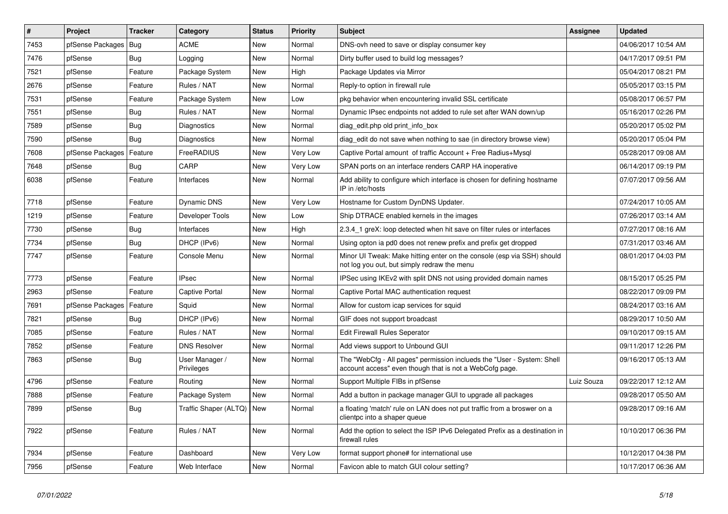| # | Project | Tracker | Category | Status | Priority | Subject | Assignee | Updated |
|---|---|---|---|---|---|---|---|---|
| 7453 | pfSense Packages | Bug | ACME | New | Normal | DNS-ovh need to save or display consumer key | | 04/06/2017 10:54 AM |
| 7476 | pfSense | Bug | Logging | New | Normal | Dirty buffer used to build log messages? | | 04/17/2017 09:51 PM |
| 7521 | pfSense | Feature | Package System | New | High | Package Updates via Mirror | | 05/04/2017 08:21 PM |
| 2676 | pfSense | Feature | Rules / NAT | New | Normal | Reply-to option in firewall rule | | 05/05/2017 03:15 PM |
| 7531 | pfSense | Feature | Package System | New | Low | pkg behavior when encountering invalid SSL certificate | | 05/08/2017 06:57 PM |
| 7551 | pfSense | Bug | Rules / NAT | New | Normal | Dynamic IPsec endpoints not added to rule set after WAN down/up | | 05/16/2017 02:26 PM |
| 7589 | pfSense | Bug | Diagnostics | New | Normal | diag_edit.php old print_info_box | | 05/20/2017 05:02 PM |
| 7590 | pfSense | Bug | Diagnostics | New | Normal | diag_edit do not save when nothing to sae (in directory browse view) | | 05/20/2017 05:04 PM |
| 7608 | pfSense Packages | Feature | FreeRADIUS | New | Very Low | Captive Portal amount of traffic Account + Free Radius+Mysql | | 05/28/2017 09:08 AM |
| 7648 | pfSense | Bug | CARP | New | Very Low | SPAN ports on an interface renders CARP HA inoperative | | 06/14/2017 09:19 PM |
| 6038 | pfSense | Feature | Interfaces | New | Normal | Add ability to configure which interface is chosen for defining hostname IP in /etc/hosts | | 07/07/2017 09:56 AM |
| 7718 | pfSense | Feature | Dynamic DNS | New | Very Low | Hostname for Custom DynDNS Updater. | | 07/24/2017 10:05 AM |
| 1219 | pfSense | Feature | Developer Tools | New | Low | Ship DTRACE enabled kernels in the images | | 07/26/2017 03:14 AM |
| 7730 | pfSense | Bug | Interfaces | New | High | 2.3.4_1 greX: loop detected when hit save on filter rules or interfaces | | 07/27/2017 08:16 AM |
| 7734 | pfSense | Bug | DHCP (IPv6) | New | Normal | Using opton ia pd0 does not renew prefix and prefix get dropped | | 07/31/2017 03:46 AM |
| 7747 | pfSense | Feature | Console Menu | New | Normal | Minor UI Tweak: Make hitting enter on the console (esp via SSH) should not log you out, but simply redraw the menu | | 08/01/2017 04:03 PM |
| 7773 | pfSense | Feature | IPsec | New | Normal | IPSec using IKEv2 with split DNS not using provided domain names | | 08/15/2017 05:25 PM |
| 2963 | pfSense | Feature | Captive Portal | New | Normal | Captive Portal MAC authentication request | | 08/22/2017 09:09 PM |
| 7691 | pfSense Packages | Feature | Squid | New | Normal | Allow for custom icap services for squid | | 08/24/2017 03:16 AM |
| 7821 | pfSense | Bug | DHCP (IPv6) | New | Normal | GIF does not support broadcast | | 08/29/2017 10:50 AM |
| 7085 | pfSense | Feature | Rules / NAT | New | Normal | Edit Firewall Rules Seperator | | 09/10/2017 09:15 AM |
| 7852 | pfSense | Feature | DNS Resolver | New | Normal | Add views support to Unbound GUI | | 09/11/2017 12:26 PM |
| 7863 | pfSense | Bug | User Manager / Privileges | New | Normal | The "WebCfg - All pages" permission inclueds the "User - System: Shell account access" even though that is not a WebCofg page. | | 09/16/2017 05:13 AM |
| 4796 | pfSense | Feature | Routing | New | Normal | Support Multiple FIBs in pfSense | Luiz Souza | 09/22/2017 12:12 AM |
| 7888 | pfSense | Feature | Package System | New | Normal | Add a button in package manager GUI to upgrade all packages | | 09/28/2017 05:50 AM |
| 7899 | pfSense | Bug | Traffic Shaper (ALTQ) | New | Normal | a floating 'match' rule on LAN does not put traffic from a broswer on a clientpc into a shaper queue | | 09/28/2017 09:16 AM |
| 7922 | pfSense | Feature | Rules / NAT | New | Normal | Add the option to select the ISP IPv6 Delegated Prefix as a destination in firewall rules | | 10/10/2017 06:36 PM |
| 7934 | pfSense | Feature | Dashboard | New | Very Low | format support phone# for international use | | 10/12/2017 04:38 PM |
| 7956 | pfSense | Feature | Web Interface | New | Normal | Favicon able to match GUI colour setting? | | 10/17/2017 06:36 AM |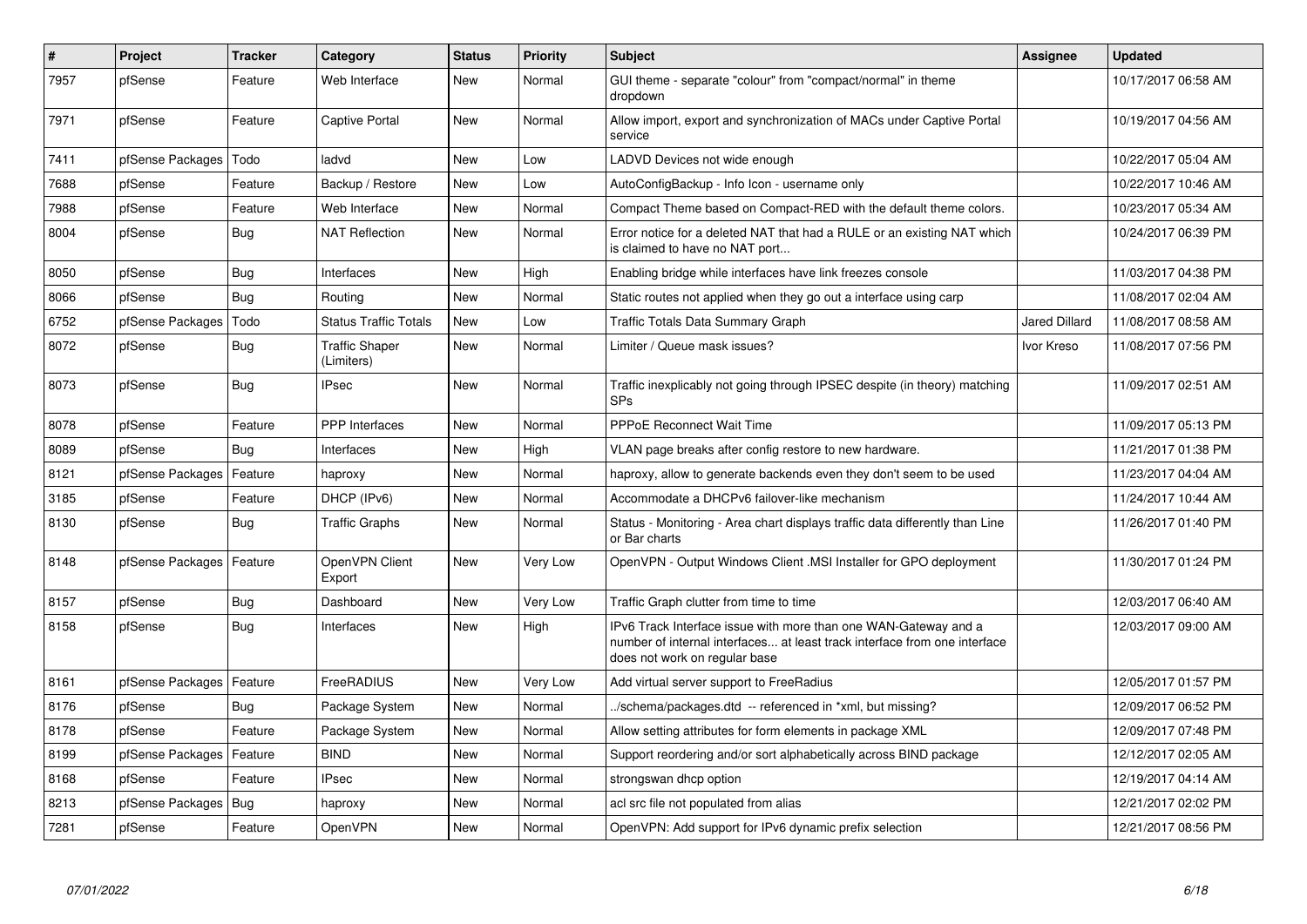| # | Project | Tracker | Category | Status | Priority | Subject | Assignee | Updated |
|---|---|---|---|---|---|---|---|---|
| 7957 | pfSense | Feature | Web Interface | New | Normal | GUI theme - separate "colour" from "compact/normal" in theme dropdown | | 10/17/2017 06:58 AM |
| 7971 | pfSense | Feature | Captive Portal | New | Normal | Allow import, export and synchronization of MACs under Captive Portal service | | 10/19/2017 04:56 AM |
| 7411 | pfSense Packages | Todo | ladvd | New | Low | LADVD Devices not wide enough | | 10/22/2017 05:04 AM |
| 7688 | pfSense | Feature | Backup / Restore | New | Low | AutoConfigBackup - Info Icon - username only | | 10/22/2017 10:46 AM |
| 7988 | pfSense | Feature | Web Interface | New | Normal | Compact Theme based on Compact-RED with the default theme colors. | | 10/23/2017 05:34 AM |
| 8004 | pfSense | Bug | NAT Reflection | New | Normal | Error notice for a deleted NAT that had a RULE or an existing NAT which is claimed to have no NAT port... | | 10/24/2017 06:39 PM |
| 8050 | pfSense | Bug | Interfaces | New | High | Enabling bridge while interfaces have link freezes console | | 11/03/2017 04:38 PM |
| 8066 | pfSense | Bug | Routing | New | Normal | Static routes not applied when they go out a interface using carp | | 11/08/2017 02:04 AM |
| 6752 | pfSense Packages | Todo | Status Traffic Totals | New | Low | Traffic Totals Data Summary Graph | Jared Dillard | 11/08/2017 08:58 AM |
| 8072 | pfSense | Bug | Traffic Shaper (Limiters) | New | Normal | Limiter / Queue mask issues? | Ivor Kreso | 11/08/2017 07:56 PM |
| 8073 | pfSense | Bug | IPsec | New | Normal | Traffic inexplicably not going through IPSEC despite (in theory) matching SPs | | 11/09/2017 02:51 AM |
| 8078 | pfSense | Feature | PPP Interfaces | New | Normal | PPPoE Reconnect Wait Time | | 11/09/2017 05:13 PM |
| 8089 | pfSense | Bug | Interfaces | New | High | VLAN page breaks after config restore to new hardware. | | 11/21/2017 01:38 PM |
| 8121 | pfSense Packages | Feature | haproxy | New | Normal | haproxy, allow to generate backends even they don't seem to be used | | 11/23/2017 04:04 AM |
| 3185 | pfSense | Feature | DHCP (IPv6) | New | Normal | Accommodate a DHCPv6 failover-like mechanism | | 11/24/2017 10:44 AM |
| 8130 | pfSense | Bug | Traffic Graphs | New | Normal | Status - Monitoring - Area chart displays traffic data differently than Line or Bar charts | | 11/26/2017 01:40 PM |
| 8148 | pfSense Packages | Feature | OpenVPN Client Export | New | Very Low | OpenVPN - Output Windows Client .MSI Installer for GPO deployment | | 11/30/2017 01:24 PM |
| 8157 | pfSense | Bug | Dashboard | New | Very Low | Traffic Graph clutter from time to time | | 12/03/2017 06:40 AM |
| 8158 | pfSense | Bug | Interfaces | New | High | IPv6 Track Interface issue with more than one WAN-Gateway and a number of internal interfaces... at least track interface from one interface does not work on regular base | | 12/03/2017 09:00 AM |
| 8161 | pfSense Packages | Feature | FreeRADIUS | New | Very Low | Add virtual server support to FreeRadius | | 12/05/2017 01:57 PM |
| 8176 | pfSense | Bug | Package System | New | Normal | ../schema/packages.dtd -- referenced in *xml, but missing? | | 12/09/2017 06:52 PM |
| 8178 | pfSense | Feature | Package System | New | Normal | Allow setting attributes for form elements in package XML | | 12/09/2017 07:48 PM |
| 8199 | pfSense Packages | Feature | BIND | New | Normal | Support reordering and/or sort alphabetically across BIND package | | 12/12/2017 02:05 AM |
| 8168 | pfSense | Feature | IPsec | New | Normal | strongswan dhcp option | | 12/19/2017 04:14 AM |
| 8213 | pfSense Packages | Bug | haproxy | New | Normal | acl src file not populated from alias | | 12/21/2017 02:02 PM |
| 7281 | pfSense | Feature | OpenVPN | New | Normal | OpenVPN: Add support for IPv6 dynamic prefix selection | | 12/21/2017 08:56 PM |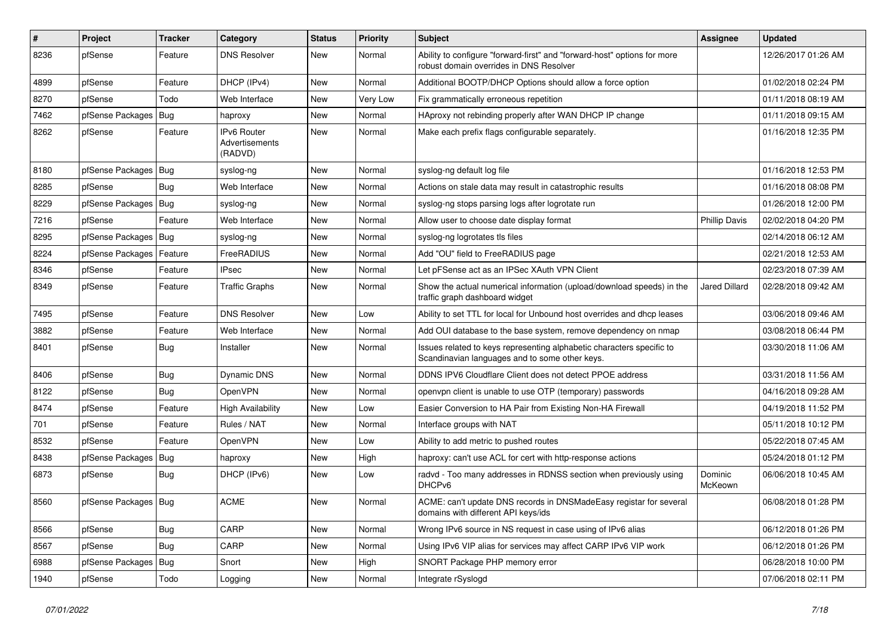| # | Project | Tracker | Category | Status | Priority | Subject | Assignee | Updated |
|---|---|---|---|---|---|---|---|---|
| 8236 | pfSense | Feature | DNS Resolver | New | Normal | Ability to configure "forward-first" and "forward-host" options for more robust domain overrides in DNS Resolver | | 12/26/2017 01:26 AM |
| 4899 | pfSense | Feature | DHCP (IPv4) | New | Normal | Additional BOOTP/DHCP Options should allow a force option | | 01/02/2018 02:24 PM |
| 8270 | pfSense | Todo | Web Interface | New | Very Low | Fix grammatically erroneous repetition | | 01/11/2018 08:19 AM |
| 7462 | pfSense Packages | Bug | haproxy | New | Normal | HAproxy not rebinding properly after WAN DHCP IP change | | 01/11/2018 09:15 AM |
| 8262 | pfSense | Feature | IPv6 Router Advertisements (RADVD) | New | Normal | Make each prefix flags configurable separately. | | 01/16/2018 12:35 PM |
| 8180 | pfSense Packages | Bug | syslog-ng | New | Normal | syslog-ng default log file | | 01/16/2018 12:53 PM |
| 8285 | pfSense | Bug | Web Interface | New | Normal | Actions on stale data may result in catastrophic results | | 01/16/2018 08:08 PM |
| 8229 | pfSense Packages | Bug | syslog-ng | New | Normal | syslog-ng stops parsing logs after logrotate run | | 01/26/2018 12:00 PM |
| 7216 | pfSense | Feature | Web Interface | New | Normal | Allow user to choose date display format | Phillip Davis | 02/02/2018 04:20 PM |
| 8295 | pfSense Packages | Bug | syslog-ng | New | Normal | syslog-ng logrotates tls files | | 02/14/2018 06:12 AM |
| 8224 | pfSense Packages | Feature | FreeRADIUS | New | Normal | Add "OU" field to FreeRADIUS page | | 02/21/2018 12:53 AM |
| 8346 | pfSense | Feature | IPsec | New | Normal | Let pFSense act as an IPSec XAuth VPN Client | | 02/23/2018 07:39 AM |
| 8349 | pfSense | Feature | Traffic Graphs | New | Normal | Show the actual numerical information (upload/download speeds) in the traffic graph dashboard widget | Jared Dillard | 02/28/2018 09:42 AM |
| 7495 | pfSense | Feature | DNS Resolver | New | Low | Ability to set TTL for local for Unbound host overrides and dhcp leases | | 03/06/2018 09:46 AM |
| 3882 | pfSense | Feature | Web Interface | New | Normal | Add OUI database to the base system, remove dependency on nmap | | 03/08/2018 06:44 PM |
| 8401 | pfSense | Bug | Installer | New | Normal | Issues related to keys representing alphabetic characters specific to Scandinavian languages and to some other keys. | | 03/30/2018 11:06 AM |
| 8406 | pfSense | Bug | Dynamic DNS | New | Normal | DDNS IPV6 Cloudflare Client does not detect PPOE address | | 03/31/2018 11:56 AM |
| 8122 | pfSense | Bug | OpenVPN | New | Normal | openvpn client is unable to use OTP (temporary) passwords | | 04/16/2018 09:28 AM |
| 8474 | pfSense | Feature | High Availability | New | Low | Easier Conversion to HA Pair from Existing Non-HA Firewall | | 04/19/2018 11:52 PM |
| 701 | pfSense | Feature | Rules / NAT | New | Normal | Interface groups with NAT | | 05/11/2018 10:12 PM |
| 8532 | pfSense | Feature | OpenVPN | New | Low | Ability to add metric to pushed routes | | 05/22/2018 07:45 AM |
| 8438 | pfSense Packages | Bug | haproxy | New | High | haproxy: can't use ACL for cert with http-response actions | | 05/24/2018 01:12 PM |
| 6873 | pfSense | Bug | DHCP (IPv6) | New | Low | radvd - Too many addresses in RDNSS section when previously using DHCPv6 | Dominic McKeown | 06/06/2018 10:45 AM |
| 8560 | pfSense Packages | Bug | ACME | New | Normal | ACME: can't update DNS records in DNSMadeEasy registar for several domains with different API keys/ids | | 06/08/2018 01:28 PM |
| 8566 | pfSense | Bug | CARP | New | Normal | Wrong IPv6 source in NS request in case using of IPv6 alias | | 06/12/2018 01:26 PM |
| 8567 | pfSense | Bug | CARP | New | Normal | Using IPv6 VIP alias for services may affect CARP IPv6 VIP work | | 06/12/2018 01:26 PM |
| 6988 | pfSense Packages | Bug | Snort | New | High | SNORT Package PHP memory error | | 06/28/2018 10:00 PM |
| 1940 | pfSense | Todo | Logging | New | Normal | Integrate rSyslogd | | 07/06/2018 02:11 PM |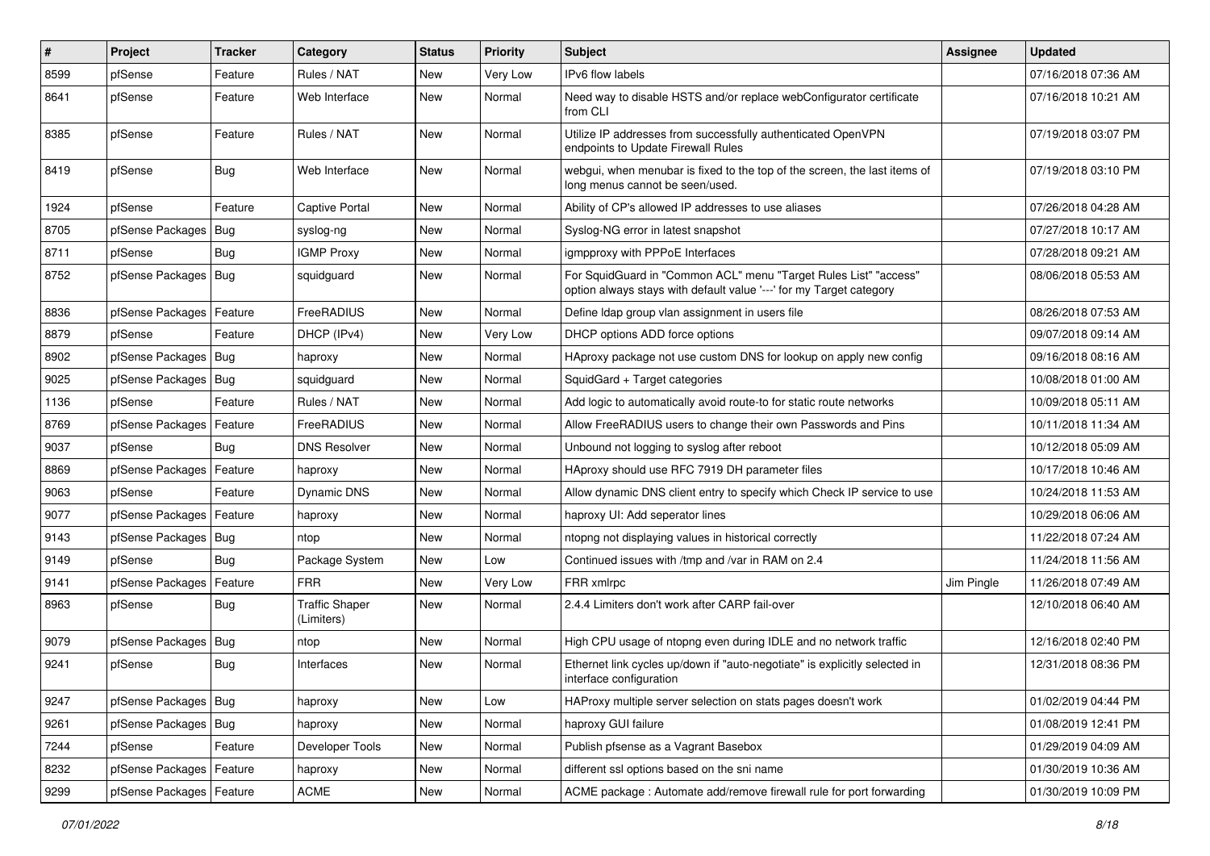| # | Project | Tracker | Category | Status | Priority | Subject | Assignee | Updated |
|---|---|---|---|---|---|---|---|---|
| 8599 | pfSense | Feature | Rules / NAT | New | Very Low | IPv6 flow labels | | 07/16/2018 07:36 AM |
| 8641 | pfSense | Feature | Web Interface | New | Normal | Need way to disable HSTS and/or replace webConfigurator certificate from CLI | | 07/16/2018 10:21 AM |
| 8385 | pfSense | Feature | Rules / NAT | New | Normal | Utilize IP addresses from successfully authenticated OpenVPN endpoints to Update Firewall Rules | | 07/19/2018 03:07 PM |
| 8419 | pfSense | Bug | Web Interface | New | Normal | webgui, when menubar is fixed to the top of the screen, the last items of long menus cannot be seen/used. | | 07/19/2018 03:10 PM |
| 1924 | pfSense | Feature | Captive Portal | New | Normal | Ability of CP's allowed IP addresses to use aliases | | 07/26/2018 04:28 AM |
| 8705 | pfSense Packages | Bug | syslog-ng | New | Normal | Syslog-NG error in latest snapshot | | 07/27/2018 10:17 AM |
| 8711 | pfSense | Bug | IGMP Proxy | New | Normal | igmpproxy with PPPoE Interfaces | | 07/28/2018 09:21 AM |
| 8752 | pfSense Packages | Bug | squidguard | New | Normal | For SquidGuard in "Common ACL" menu "Target Rules List" "access" option always stays with default value '---' for my Target category | | 08/06/2018 05:53 AM |
| 8836 | pfSense Packages | Feature | FreeRADIUS | New | Normal | Define ldap group vlan assignment in users file | | 08/26/2018 07:53 AM |
| 8879 | pfSense | Feature | DHCP (IPv4) | New | Very Low | DHCP options ADD force options | | 09/07/2018 09:14 AM |
| 8902 | pfSense Packages | Bug | haproxy | New | Normal | HAproxy package not use custom DNS for lookup on apply new config | | 09/16/2018 08:16 AM |
| 9025 | pfSense Packages | Bug | squidguard | New | Normal | SquidGard + Target categories | | 10/08/2018 01:00 AM |
| 1136 | pfSense | Feature | Rules / NAT | New | Normal | Add logic to automatically avoid route-to for static route networks | | 10/09/2018 05:11 AM |
| 8769 | pfSense Packages | Feature | FreeRADIUS | New | Normal | Allow FreeRADIUS users to change their own Passwords and Pins | | 10/11/2018 11:34 AM |
| 9037 | pfSense | Bug | DNS Resolver | New | Normal | Unbound not logging to syslog after reboot | | 10/12/2018 05:09 AM |
| 8869 | pfSense Packages | Feature | haproxy | New | Normal | HAproxy should use RFC 7919 DH parameter files | | 10/17/2018 10:46 AM |
| 9063 | pfSense | Feature | Dynamic DNS | New | Normal | Allow dynamic DNS client entry to specify which Check IP service to use | | 10/24/2018 11:53 AM |
| 9077 | pfSense Packages | Feature | haproxy | New | Normal | haproxy UI: Add seperator lines | | 10/29/2018 06:06 AM |
| 9143 | pfSense Packages | Bug | ntop | New | Normal | ntopng not displaying values in historical correctly | | 11/22/2018 07:24 AM |
| 9149 | pfSense | Bug | Package System | New | Low | Continued issues with /tmp and /var in RAM on 2.4 | | 11/24/2018 11:56 AM |
| 9141 | pfSense Packages | Feature | FRR | New | Very Low | FRR xmlrpc | Jim Pingle | 11/26/2018 07:49 AM |
| 8963 | pfSense | Bug | Traffic Shaper (Limiters) | New | Normal | 2.4.4 Limiters don't work after CARP fail-over | | 12/10/2018 06:40 AM |
| 9079 | pfSense Packages | Bug | ntop | New | Normal | High CPU usage of ntopng even during IDLE and no network traffic | | 12/16/2018 02:40 PM |
| 9241 | pfSense | Bug | Interfaces | New | Normal | Ethernet link cycles up/down if "auto-negotiate" is explicitly selected in interface configuration | | 12/31/2018 08:36 PM |
| 9247 | pfSense Packages | Bug | haproxy | New | Low | HAProxy multiple server selection on stats pages doesn't work | | 01/02/2019 04:44 PM |
| 9261 | pfSense Packages | Bug | haproxy | New | Normal | haproxy GUI failure | | 01/08/2019 12:41 PM |
| 7244 | pfSense | Feature | Developer Tools | New | Normal | Publish pfsense as a Vagrant Basebox | | 01/29/2019 04:09 AM |
| 8232 | pfSense Packages | Feature | haproxy | New | Normal | different ssl options based on the sni name | | 01/30/2019 10:36 AM |
| 9299 | pfSense Packages | Feature | ACME | New | Normal | ACME package : Automate add/remove firewall rule for port forwarding | | 01/30/2019 10:09 PM |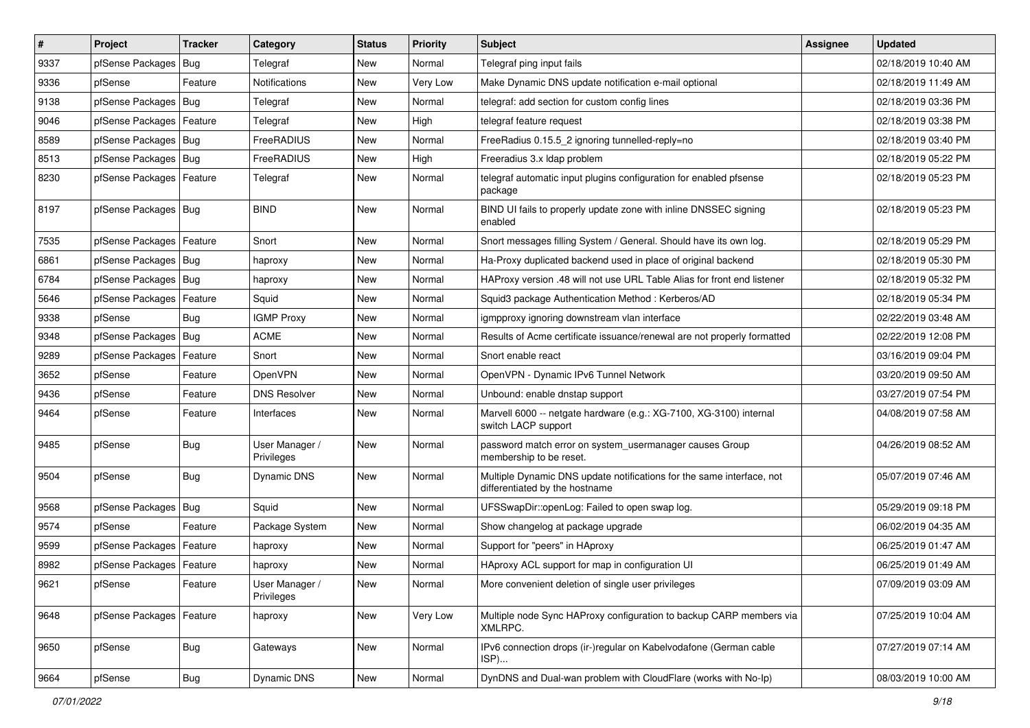| # | Project | Tracker | Category | Status | Priority | Subject | Assignee | Updated |
|---|---|---|---|---|---|---|---|---|
| 9337 | pfSense Packages | Bug | Telegraf | New | Normal | Telegraf ping input fails | | 02/18/2019 10:40 AM |
| 9336 | pfSense | Feature | Notifications | New | Very Low | Make Dynamic DNS update notification e-mail optional | | 02/18/2019 11:49 AM |
| 9138 | pfSense Packages | Bug | Telegraf | New | Normal | telegraf: add section for custom config lines | | 02/18/2019 03:36 PM |
| 9046 | pfSense Packages | Feature | Telegraf | New | High | telegraf feature request | | 02/18/2019 03:38 PM |
| 8589 | pfSense Packages | Bug | FreeRADIUS | New | Normal | FreeRadius 0.15.5_2 ignoring tunnelled-reply=no | | 02/18/2019 03:40 PM |
| 8513 | pfSense Packages | Bug | FreeRADIUS | New | High | Freeradius 3.x ldap problem | | 02/18/2019 05:22 PM |
| 8230 | pfSense Packages | Feature | Telegraf | New | Normal | telegraf automatic input plugins configuration for enabled pfsense package | | 02/18/2019 05:23 PM |
| 8197 | pfSense Packages | Bug | BIND | New | Normal | BIND UI fails to properly update zone with inline DNSSEC signing enabled | | 02/18/2019 05:23 PM |
| 7535 | pfSense Packages | Feature | Snort | New | Normal | Snort messages filling System / General. Should have its own log. | | 02/18/2019 05:29 PM |
| 6861 | pfSense Packages | Bug | haproxy | New | Normal | Ha-Proxy duplicated backend used in place of original backend | | 02/18/2019 05:30 PM |
| 6784 | pfSense Packages | Bug | haproxy | New | Normal | HAProxy version .48 will not use URL Table Alias for front end listener | | 02/18/2019 05:32 PM |
| 5646 | pfSense Packages | Feature | Squid | New | Normal | Squid3 package Authentication Method : Kerberos/AD | | 02/18/2019 05:34 PM |
| 9338 | pfSense | Bug | IGMP Proxy | New | Normal | igmpproxy ignoring downstream vlan interface | | 02/22/2019 03:48 AM |
| 9348 | pfSense Packages | Bug | ACME | New | Normal | Results of Acme certificate issuance/renewal are not properly formatted | | 02/22/2019 12:08 PM |
| 9289 | pfSense Packages | Feature | Snort | New | Normal | Snort enable react | | 03/16/2019 09:04 PM |
| 3652 | pfSense | Feature | OpenVPN | New | Normal | OpenVPN - Dynamic IPv6 Tunnel Network | | 03/20/2019 09:50 AM |
| 9436 | pfSense | Feature | DNS Resolver | New | Normal | Unbound: enable dnstap support | | 03/27/2019 07:54 PM |
| 9464 | pfSense | Feature | Interfaces | New | Normal | Marvell 6000 -- netgate hardware (e.g.: XG-7100, XG-3100) internal switch LACP support | | 04/08/2019 07:58 AM |
| 9485 | pfSense | Bug | User Manager / Privileges | New | Normal | password match error on system_usermanager causes Group membership to be reset. | | 04/26/2019 08:52 AM |
| 9504 | pfSense | Bug | Dynamic DNS | New | Normal | Multiple Dynamic DNS update notifications for the same interface, not differentiated by the hostname | | 05/07/2019 07:46 AM |
| 9568 | pfSense Packages | Bug | Squid | New | Normal | UFSSwapDir::openLog: Failed to open swap log. | | 05/29/2019 09:18 PM |
| 9574 | pfSense | Feature | Package System | New | Normal | Show changelog at package upgrade | | 06/02/2019 04:35 AM |
| 9599 | pfSense Packages | Feature | haproxy | New | Normal | Support for "peers" in HAproxy | | 06/25/2019 01:47 AM |
| 8982 | pfSense Packages | Feature | haproxy | New | Normal | HAproxy ACL support for map in configuration UI | | 06/25/2019 01:49 AM |
| 9621 | pfSense | Feature | User Manager / Privileges | New | Normal | More convenient deletion of single user privileges | | 07/09/2019 03:09 AM |
| 9648 | pfSense Packages | Feature | haproxy | New | Very Low | Multiple node Sync HAProxy configuration to backup CARP members via XMLRPC. | | 07/25/2019 10:04 AM |
| 9650 | pfSense | Bug | Gateways | New | Normal | IPv6 connection drops (ir-)regular on Kabelvodafone (German cable ISP)... | | 07/27/2019 07:14 AM |
| 9664 | pfSense | Bug | Dynamic DNS | New | Normal | DynDNS and Dual-wan problem with CloudFlare (works with No-Ip) | | 08/03/2019 10:00 AM |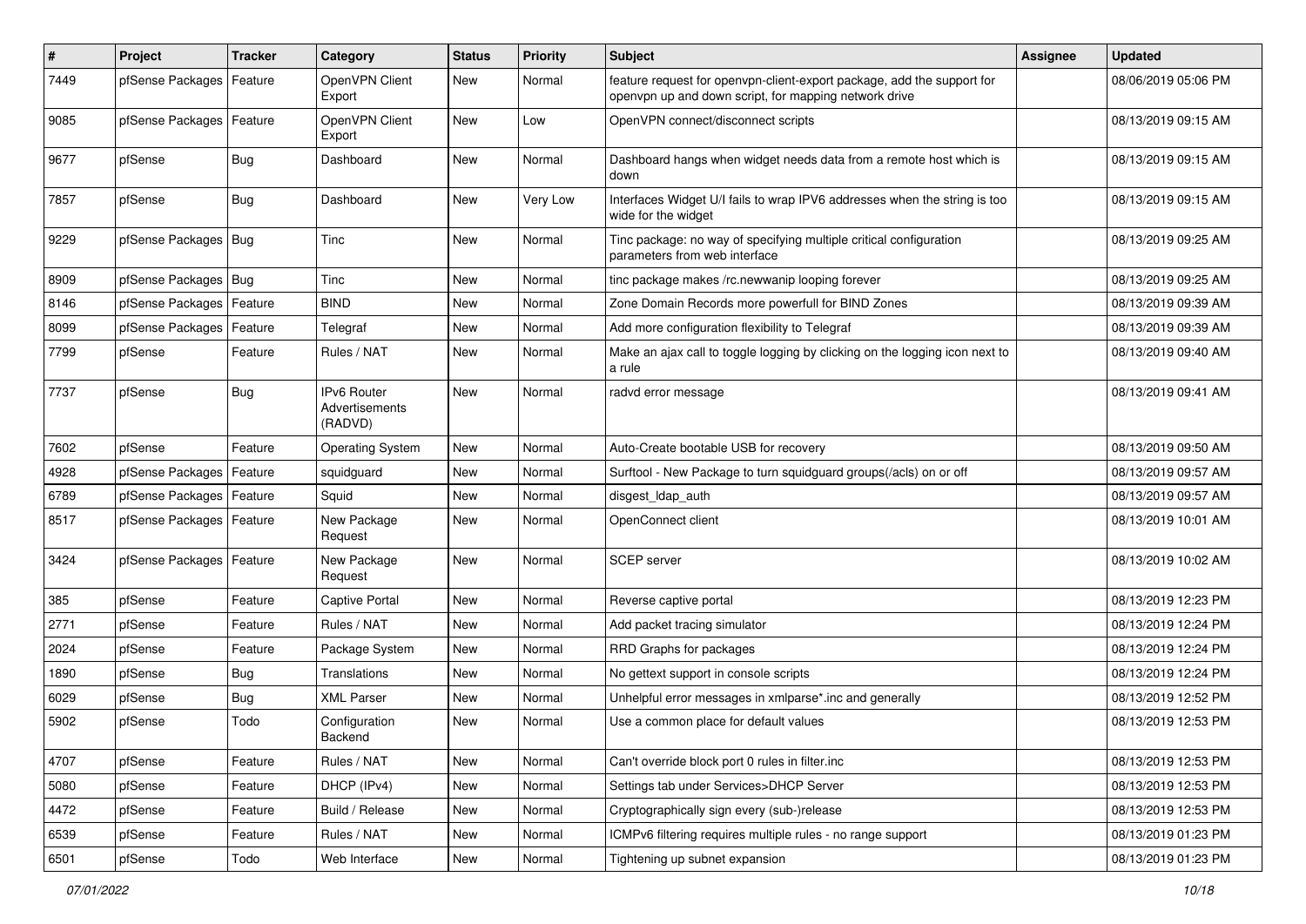| # | Project | Tracker | Category | Status | Priority | Subject | Assignee | Updated |
|---|---|---|---|---|---|---|---|---|
| 7449 | pfSense Packages | Feature | OpenVPN Client Export | New | Normal | feature request for openvpn-client-export package, add the support for openvpn up and down script, for mapping network drive | | 08/06/2019 05:06 PM |
| 9085 | pfSense Packages | Feature | OpenVPN Client Export | New | Low | OpenVPN connect/disconnect scripts | | 08/13/2019 09:15 AM |
| 9677 | pfSense | Bug | Dashboard | New | Normal | Dashboard hangs when widget needs data from a remote host which is down | | 08/13/2019 09:15 AM |
| 7857 | pfSense | Bug | Dashboard | New | Very Low | Interfaces Widget U/I fails to wrap IPV6 addresses when the string is too wide for the widget | | 08/13/2019 09:15 AM |
| 9229 | pfSense Packages | Bug | Tinc | New | Normal | Tinc package: no way of specifying multiple critical configuration parameters from web interface | | 08/13/2019 09:25 AM |
| 8909 | pfSense Packages | Bug | Tinc | New | Normal | tinc package makes /rc.newwanip looping forever | | 08/13/2019 09:25 AM |
| 8146 | pfSense Packages | Feature | BIND | New | Normal | Zone Domain Records more powerfull for BIND Zones | | 08/13/2019 09:39 AM |
| 8099 | pfSense Packages | Feature | Telegraf | New | Normal | Add more configuration flexibility to Telegraf | | 08/13/2019 09:39 AM |
| 7799 | pfSense | Feature | Rules / NAT | New | Normal | Make an ajax call to toggle logging by clicking on the logging icon next to a rule | | 08/13/2019 09:40 AM |
| 7737 | pfSense | Bug | IPv6 Router Advertisements (RADVD) | New | Normal | radvd error message | | 08/13/2019 09:41 AM |
| 7602 | pfSense | Feature | Operating System | New | Normal | Auto-Create bootable USB for recovery | | 08/13/2019 09:50 AM |
| 4928 | pfSense Packages | Feature | squidguard | New | Normal | Surftool - New Package to turn squidguard groups(/acls) on or off | | 08/13/2019 09:57 AM |
| 6789 | pfSense Packages | Feature | Squid | New | Normal | disgest_ldap_auth | | 08/13/2019 09:57 AM |
| 8517 | pfSense Packages | Feature | New Package Request | New | Normal | OpenConnect client | | 08/13/2019 10:01 AM |
| 3424 | pfSense Packages | Feature | New Package Request | New | Normal | SCEP server | | 08/13/2019 10:02 AM |
| 385 | pfSense | Feature | Captive Portal | New | Normal | Reverse captive portal | | 08/13/2019 12:23 PM |
| 2771 | pfSense | Feature | Rules / NAT | New | Normal | Add packet tracing simulator | | 08/13/2019 12:24 PM |
| 2024 | pfSense | Feature | Package System | New | Normal | RRD Graphs for packages | | 08/13/2019 12:24 PM |
| 1890 | pfSense | Bug | Translations | New | Normal | No gettext support in console scripts | | 08/13/2019 12:24 PM |
| 6029 | pfSense | Bug | XML Parser | New | Normal | Unhelpful error messages in xmlparse*.inc and generally | | 08/13/2019 12:52 PM |
| 5902 | pfSense | Todo | Configuration Backend | New | Normal | Use a common place for default values | | 08/13/2019 12:53 PM |
| 4707 | pfSense | Feature | Rules / NAT | New | Normal | Can't override block port 0 rules in filter.inc | | 08/13/2019 12:53 PM |
| 5080 | pfSense | Feature | DHCP (IPv4) | New | Normal | Settings tab under Services>DHCP Server | | 08/13/2019 12:53 PM |
| 4472 | pfSense | Feature | Build / Release | New | Normal | Cryptographically sign every (sub-)release | | 08/13/2019 12:53 PM |
| 6539 | pfSense | Feature | Rules / NAT | New | Normal | ICMPv6 filtering requires multiple rules - no range support | | 08/13/2019 01:23 PM |
| 6501 | pfSense | Todo | Web Interface | New | Normal | Tightening up subnet expansion | | 08/13/2019 01:23 PM |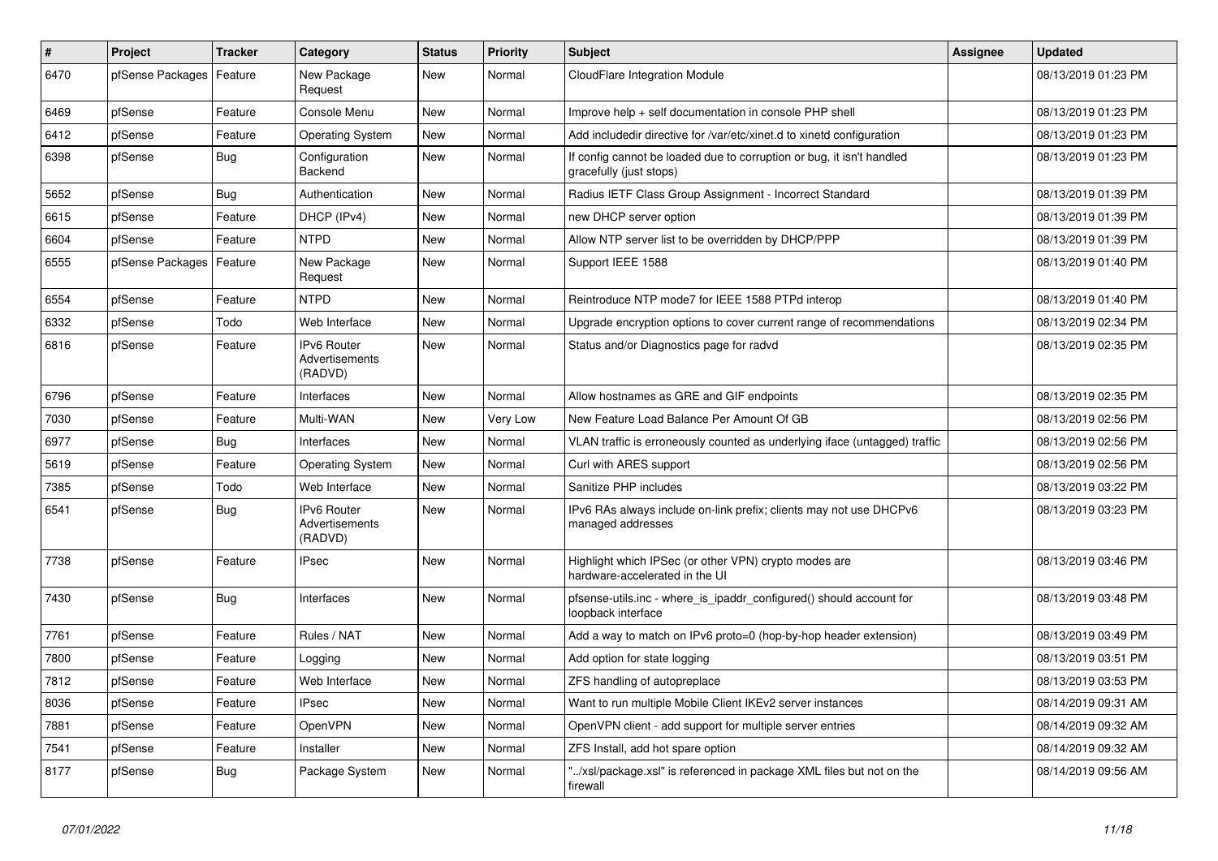| # | Project | Tracker | Category | Status | Priority | Subject | Assignee | Updated |
|---|---|---|---|---|---|---|---|---|
| 6470 | pfSense Packages | Feature | New Package Request | New | Normal | CloudFlare Integration Module | | 08/13/2019 01:23 PM |
| 6469 | pfSense | Feature | Console Menu | New | Normal | Improve help + self documentation in console PHP shell | | 08/13/2019 01:23 PM |
| 6412 | pfSense | Feature | Operating System | New | Normal | Add includedir directive for /var/etc/xinet.d to xinetd configuration | | 08/13/2019 01:23 PM |
| 6398 | pfSense | Bug | Configuration Backend | New | Normal | If config cannot be loaded due to corruption or bug, it isn't handled gracefully (just stops) | | 08/13/2019 01:23 PM |
| 5652 | pfSense | Bug | Authentication | New | Normal | Radius IETF Class Group Assignment - Incorrect Standard | | 08/13/2019 01:39 PM |
| 6615 | pfSense | Feature | DHCP (IPv4) | New | Normal | new DHCP server option | | 08/13/2019 01:39 PM |
| 6604 | pfSense | Feature | NTPD | New | Normal | Allow NTP server list to be overridden by DHCP/PPP | | 08/13/2019 01:39 PM |
| 6555 | pfSense Packages | Feature | New Package Request | New | Normal | Support IEEE 1588 | | 08/13/2019 01:40 PM |
| 6554 | pfSense | Feature | NTPD | New | Normal | Reintroduce NTP mode7 for IEEE 1588 PTPd interop | | 08/13/2019 01:40 PM |
| 6332 | pfSense | Todo | Web Interface | New | Normal | Upgrade encryption options to cover current range of recommendations | | 08/13/2019 02:34 PM |
| 6816 | pfSense | Feature | IPv6 Router Advertisements (RADVD) | New | Normal | Status and/or Diagnostics page for radvd | | 08/13/2019 02:35 PM |
| 6796 | pfSense | Feature | Interfaces | New | Normal | Allow hostnames as GRE and GIF endpoints | | 08/13/2019 02:35 PM |
| 7030 | pfSense | Feature | Multi-WAN | New | Very Low | New Feature Load Balance Per Amount Of GB | | 08/13/2019 02:56 PM |
| 6977 | pfSense | Bug | Interfaces | New | Normal | VLAN traffic is erroneously counted as underlying iface (untagged) traffic | | 08/13/2019 02:56 PM |
| 5619 | pfSense | Feature | Operating System | New | Normal | Curl with ARES support | | 08/13/2019 02:56 PM |
| 7385 | pfSense | Todo | Web Interface | New | Normal | Sanitize PHP includes | | 08/13/2019 03:22 PM |
| 6541 | pfSense | Bug | IPv6 Router Advertisements (RADVD) | New | Normal | IPv6 RAs always include on-link prefix; clients may not use DHCPv6 managed addresses | | 08/13/2019 03:23 PM |
| 7738 | pfSense | Feature | IPsec | New | Normal | Highlight which IPSec (or other VPN) crypto modes are hardware-accelerated in the UI | | 08/13/2019 03:46 PM |
| 7430 | pfSense | Bug | Interfaces | New | Normal | pfsense-utils.inc - where_is_ipaddr_configured() should account for loopback interface | | 08/13/2019 03:48 PM |
| 7761 | pfSense | Feature | Rules / NAT | New | Normal | Add a way to match on IPv6 proto=0 (hop-by-hop header extension) | | 08/13/2019 03:49 PM |
| 7800 | pfSense | Feature | Logging | New | Normal | Add option for state logging | | 08/13/2019 03:51 PM |
| 7812 | pfSense | Feature | Web Interface | New | Normal | ZFS handling of autopreplace | | 08/13/2019 03:53 PM |
| 8036 | pfSense | Feature | IPsec | New | Normal | Want to run multiple Mobile Client IKEv2 server instances | | 08/14/2019 09:31 AM |
| 7881 | pfSense | Feature | OpenVPN | New | Normal | OpenVPN client - add support for multiple server entries | | 08/14/2019 09:32 AM |
| 7541 | pfSense | Feature | Installer | New | Normal | ZFS Install, add hot spare option | | 08/14/2019 09:32 AM |
| 8177 | pfSense | Bug | Package System | New | Normal | "../xsl/package.xsl" is referenced in package XML files but not on the firewall | | 08/14/2019 09:56 AM |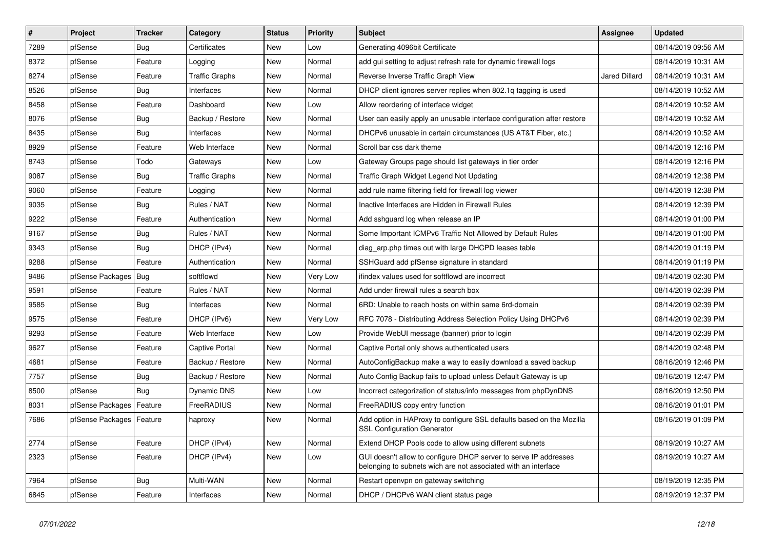| # | Project | Tracker | Category | Status | Priority | Subject | Assignee | Updated |
|---|---|---|---|---|---|---|---|---|
| 7289 | pfSense | Bug | Certificates | New | Low | Generating 4096bit Certificate | | 08/14/2019 09:56 AM |
| 8372 | pfSense | Feature | Logging | New | Normal | add gui setting to adjust refresh rate for dynamic firewall logs | | 08/14/2019 10:31 AM |
| 8274 | pfSense | Feature | Traffic Graphs | New | Normal | Reverse Inverse Traffic Graph View | Jared Dillard | 08/14/2019 10:31 AM |
| 8526 | pfSense | Bug | Interfaces | New | Normal | DHCP client ignores server replies when 802.1q tagging is used | | 08/14/2019 10:52 AM |
| 8458 | pfSense | Feature | Dashboard | New | Low | Allow reordering of interface widget | | 08/14/2019 10:52 AM |
| 8076 | pfSense | Bug | Backup / Restore | New | Normal | User can easily apply an unusable interface configuration after restore | | 08/14/2019 10:52 AM |
| 8435 | pfSense | Bug | Interfaces | New | Normal | DHCPv6 unusable in certain circumstances (US AT&T Fiber, etc.) | | 08/14/2019 10:52 AM |
| 8929 | pfSense | Feature | Web Interface | New | Normal | Scroll bar css dark theme | | 08/14/2019 12:16 PM |
| 8743 | pfSense | Todo | Gateways | New | Low | Gateway Groups page should list gateways in tier order | | 08/14/2019 12:16 PM |
| 9087 | pfSense | Bug | Traffic Graphs | New | Normal | Traffic Graph Widget Legend Not Updating | | 08/14/2019 12:38 PM |
| 9060 | pfSense | Feature | Logging | New | Normal | add rule name filtering field for firewall log viewer | | 08/14/2019 12:38 PM |
| 9035 | pfSense | Bug | Rules / NAT | New | Normal | Inactive Interfaces are Hidden in Firewall Rules | | 08/14/2019 12:39 PM |
| 9222 | pfSense | Feature | Authentication | New | Normal | Add sshguard log when release an IP | | 08/14/2019 01:00 PM |
| 9167 | pfSense | Bug | Rules / NAT | New | Normal | Some Important ICMPv6 Traffic Not Allowed by Default Rules | | 08/14/2019 01:00 PM |
| 9343 | pfSense | Bug | DHCP (IPv4) | New | Normal | diag_arp.php times out with large DHCPD leases table | | 08/14/2019 01:19 PM |
| 9288 | pfSense | Feature | Authentication | New | Normal | SSHGuard add pfSense signature in standard | | 08/14/2019 01:19 PM |
| 9486 | pfSense Packages | Bug | softflowd | New | Very Low | ifindex values used for softflowd are incorrect | | 08/14/2019 02:30 PM |
| 9591 | pfSense | Feature | Rules / NAT | New | Normal | Add under firewall rules a search box | | 08/14/2019 02:39 PM |
| 9585 | pfSense | Bug | Interfaces | New | Normal | 6RD: Unable to reach hosts on within same 6rd-domain | | 08/14/2019 02:39 PM |
| 9575 | pfSense | Feature | DHCP (IPv6) | New | Very Low | RFC 7078 - Distributing Address Selection Policy Using DHCPv6 | | 08/14/2019 02:39 PM |
| 9293 | pfSense | Feature | Web Interface | New | Low | Provide WebUI message (banner) prior to login | | 08/14/2019 02:39 PM |
| 9627 | pfSense | Feature | Captive Portal | New | Normal | Captive Portal only shows authenticated users | | 08/14/2019 02:48 PM |
| 4681 | pfSense | Feature | Backup / Restore | New | Normal | AutoConfigBackup make a way to easily download a saved backup | | 08/16/2019 12:46 PM |
| 7757 | pfSense | Bug | Backup / Restore | New | Normal | Auto Config Backup fails to upload unless Default Gateway is up | | 08/16/2019 12:47 PM |
| 8500 | pfSense | Bug | Dynamic DNS | New | Low | Incorrect categorization of status/info messages from phpDynDNS | | 08/16/2019 12:50 PM |
| 8031 | pfSense Packages | Feature | FreeRADIUS | New | Normal | FreeRADIUS copy entry function | | 08/16/2019 01:01 PM |
| 7686 | pfSense Packages | Feature | haproxy | New | Normal | Add option in HAProxy to configure SSL defaults based on the Mozilla SSL Configuration Generator | | 08/16/2019 01:09 PM |
| 2774 | pfSense | Feature | DHCP (IPv4) | New | Normal | Extend DHCP Pools code to allow using different subnets | | 08/19/2019 10:27 AM |
| 2323 | pfSense | Feature | DHCP (IPv4) | New | Low | GUI doesn't allow to configure DHCP server to serve IP addresses belonging to subnets wich are not associated with an interface | | 08/19/2019 10:27 AM |
| 7964 | pfSense | Bug | Multi-WAN | New | Normal | Restart openvpn on gateway switching | | 08/19/2019 12:35 PM |
| 6845 | pfSense | Feature | Interfaces | New | Normal | DHCP / DHCPv6 WAN client status page | | 08/19/2019 12:37 PM |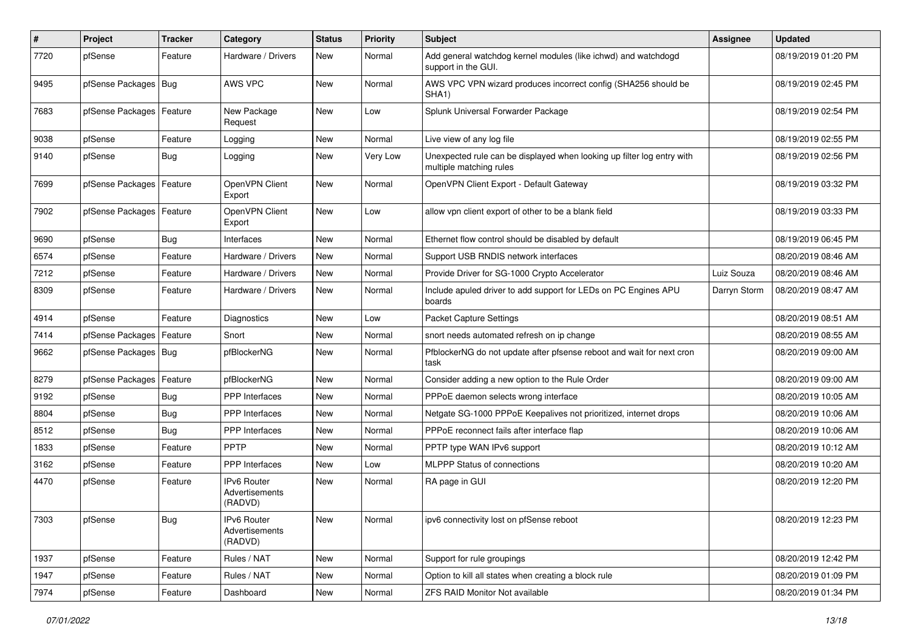| # | Project | Tracker | Category | Status | Priority | Subject | Assignee | Updated |
|---|---|---|---|---|---|---|---|---|
| 7720 | pfSense | Feature | Hardware / Drivers | New | Normal | Add general watchdog kernel modules (like ichwd) and watchdogd support in the GUI. | | 08/19/2019 01:20 PM |
| 9495 | pfSense Packages | Bug | AWS VPC | New | Normal | AWS VPC VPN wizard produces incorrect config (SHA256 should be SHA1) | | 08/19/2019 02:45 PM |
| 7683 | pfSense Packages | Feature | New Package Request | New | Low | Splunk Universal Forwarder Package | | 08/19/2019 02:54 PM |
| 9038 | pfSense | Feature | Logging | New | Normal | Live view of any log file | | 08/19/2019 02:55 PM |
| 9140 | pfSense | Bug | Logging | New | Very Low | Unexpected rule can be displayed when looking up filter log entry with multiple matching rules | | 08/19/2019 02:56 PM |
| 7699 | pfSense Packages | Feature | OpenVPN Client Export | New | Normal | OpenVPN Client Export - Default Gateway | | 08/19/2019 03:32 PM |
| 7902 | pfSense Packages | Feature | OpenVPN Client Export | New | Low | allow vpn client export of other to be a blank field | | 08/19/2019 03:33 PM |
| 9690 | pfSense | Bug | Interfaces | New | Normal | Ethernet flow control should be disabled by default | | 08/19/2019 06:45 PM |
| 6574 | pfSense | Feature | Hardware / Drivers | New | Normal | Support USB RNDIS network interfaces | | 08/20/2019 08:46 AM |
| 7212 | pfSense | Feature | Hardware / Drivers | New | Normal | Provide Driver for SG-1000 Crypto Accelerator | Luiz Souza | 08/20/2019 08:46 AM |
| 8309 | pfSense | Feature | Hardware / Drivers | New | Normal | Include apuled driver to add support for LEDs on PC Engines APU boards | Darryn Storm | 08/20/2019 08:47 AM |
| 4914 | pfSense | Feature | Diagnostics | New | Low | Packet Capture Settings | | 08/20/2019 08:51 AM |
| 7414 | pfSense Packages | Feature | Snort | New | Normal | snort needs automated refresh on ip change | | 08/20/2019 08:55 AM |
| 9662 | pfSense Packages | Bug | pfBlockerNG | New | Normal | PfblockerNG do not update after pfsense reboot and wait for next cron task | | 08/20/2019 09:00 AM |
| 8279 | pfSense Packages | Feature | pfBlockerNG | New | Normal | Consider adding a new option to the Rule Order | | 08/20/2019 09:00 AM |
| 9192 | pfSense | Bug | PPP Interfaces | New | Normal | PPPoE daemon selects wrong interface | | 08/20/2019 10:05 AM |
| 8804 | pfSense | Bug | PPP Interfaces | New | Normal | Netgate SG-1000 PPPoE Keepalives not prioritized, internet drops | | 08/20/2019 10:06 AM |
| 8512 | pfSense | Bug | PPP Interfaces | New | Normal | PPPoE reconnect fails after interface flap | | 08/20/2019 10:06 AM |
| 1833 | pfSense | Feature | PPTP | New | Normal | PPTP type WAN IPv6 support | | 08/20/2019 10:12 AM |
| 3162 | pfSense | Feature | PPP Interfaces | New | Low | MLPPP Status of connections | | 08/20/2019 10:20 AM |
| 4470 | pfSense | Feature | IPv6 Router Advertisements (RADVD) | New | Normal | RA page in GUI | | 08/20/2019 12:20 PM |
| 7303 | pfSense | Bug | IPv6 Router Advertisements (RADVD) | New | Normal | ipv6 connectivity lost on pfSense reboot | | 08/20/2019 12:23 PM |
| 1937 | pfSense | Feature | Rules / NAT | New | Normal | Support for rule groupings | | 08/20/2019 12:42 PM |
| 1947 | pfSense | Feature | Rules / NAT | New | Normal | Option to kill all states when creating a block rule | | 08/20/2019 01:09 PM |
| 7974 | pfSense | Feature | Dashboard | New | Normal | ZFS RAID Monitor Not available | | 08/20/2019 01:34 PM |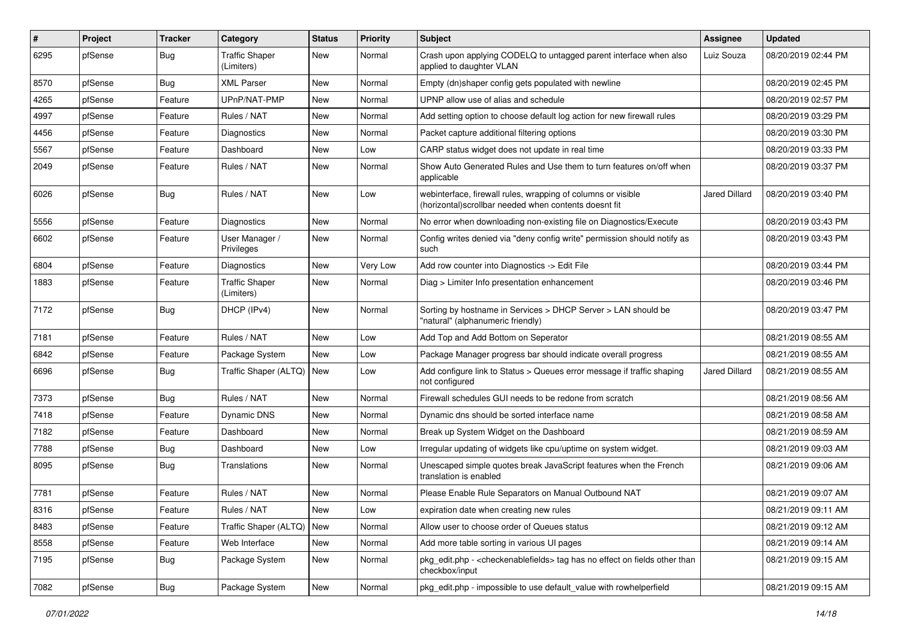| # | Project | Tracker | Category | Status | Priority | Subject | Assignee | Updated |
|---|---|---|---|---|---|---|---|---|
| 6295 | pfSense | Bug | Traffic Shaper (Limiters) | New | Normal | Crash upon applying CODELQ to untagged parent interface when also applied to daughter VLAN | Luiz Souza | 08/20/2019 02:44 PM |
| 8570 | pfSense | Bug | XML Parser | New | Normal | Empty (dn)shaper config gets populated with newline | | 08/20/2019 02:45 PM |
| 4265 | pfSense | Feature | UPnP/NAT-PMP | New | Normal | UPNP allow use of alias and schedule | | 08/20/2019 02:57 PM |
| 4997 | pfSense | Feature | Rules / NAT | New | Normal | Add setting option to choose default log action for new firewall rules | | 08/20/2019 03:29 PM |
| 4456 | pfSense | Feature | Diagnostics | New | Normal | Packet capture additional filtering options | | 08/20/2019 03:30 PM |
| 5567 | pfSense | Feature | Dashboard | New | Low | CARP status widget does not update in real time | | 08/20/2019 03:33 PM |
| 2049 | pfSense | Feature | Rules / NAT | New | Normal | Show Auto Generated Rules and Use them to turn features on/off when applicable | | 08/20/2019 03:37 PM |
| 6026 | pfSense | Bug | Rules / NAT | New | Low | webinterface, firewall rules, wrapping of columns or visible (horizontal)scrollbar needed when contents doesnt fit | Jared Dillard | 08/20/2019 03:40 PM |
| 5556 | pfSense | Feature | Diagnostics | New | Normal | No error when downloading non-existing file on Diagnostics/Execute | | 08/20/2019 03:43 PM |
| 6602 | pfSense | Feature | User Manager / Privileges | New | Normal | Config writes denied via "deny config write" permission should notify as such | | 08/20/2019 03:43 PM |
| 6804 | pfSense | Feature | Diagnostics | New | Very Low | Add row counter into Diagnostics -> Edit File | | 08/20/2019 03:44 PM |
| 1883 | pfSense | Feature | Traffic Shaper (Limiters) | New | Normal | Diag > Limiter Info presentation enhancement | | 08/20/2019 03:46 PM |
| 7172 | pfSense | Bug | DHCP (IPv4) | New | Normal | Sorting by hostname in Services > DHCP Server > LAN should be "natural" (alphanumeric friendly) | | 08/20/2019 03:47 PM |
| 7181 | pfSense | Feature | Rules / NAT | New | Low | Add Top and Add Bottom on Seperator | | 08/21/2019 08:55 AM |
| 6842 | pfSense | Feature | Package System | New | Low | Package Manager progress bar should indicate overall progress | | 08/21/2019 08:55 AM |
| 6696 | pfSense | Bug | Traffic Shaper (ALTQ) | New | Low | Add configure link to Status > Queues error message if traffic shaping not configured | Jared Dillard | 08/21/2019 08:55 AM |
| 7373 | pfSense | Bug | Rules / NAT | New | Normal | Firewall schedules GUI needs to be redone from scratch | | 08/21/2019 08:56 AM |
| 7418 | pfSense | Feature | Dynamic DNS | New | Normal | Dynamic dns should be sorted interface name | | 08/21/2019 08:58 AM |
| 7182 | pfSense | Feature | Dashboard | New | Normal | Break up System Widget on the Dashboard | | 08/21/2019 08:59 AM |
| 7788 | pfSense | Bug | Dashboard | New | Low | Irregular updating of widgets like cpu/uptime on system widget. | | 08/21/2019 09:03 AM |
| 8095 | pfSense | Bug | Translations | New | Normal | Unescaped simple quotes break JavaScript features when the French translation is enabled | | 08/21/2019 09:06 AM |
| 7781 | pfSense | Feature | Rules / NAT | New | Normal | Please Enable Rule Separators on Manual Outbound NAT | | 08/21/2019 09:07 AM |
| 8316 | pfSense | Feature | Rules / NAT | New | Low | expiration date when creating new rules | | 08/21/2019 09:11 AM |
| 8483 | pfSense | Feature | Traffic Shaper (ALTQ) | New | Normal | Allow user to choose order of Queues status | | 08/21/2019 09:12 AM |
| 8558 | pfSense | Feature | Web Interface | New | Normal | Add more table sorting in various UI pages | | 08/21/2019 09:14 AM |
| 7195 | pfSense | Bug | Package System | New | Normal | pkg_edit.php - <checkenablefields> tag has no effect on fields other than checkbox/input | | 08/21/2019 09:15 AM |
| 7082 | pfSense | Bug | Package System | New | Normal | pkg_edit.php - impossible to use default_value with rowhelperfield | | 08/21/2019 09:15 AM |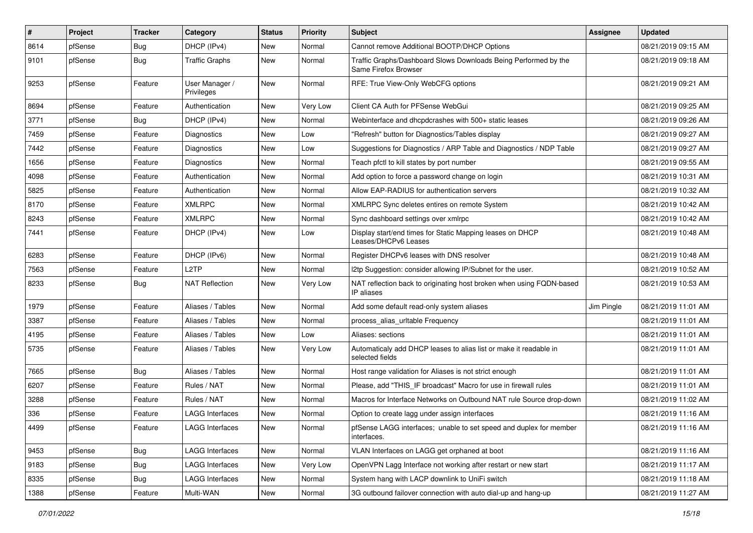| # | Project | Tracker | Category | Status | Priority | Subject | Assignee | Updated |
|---|---|---|---|---|---|---|---|---|
| 8614 | pfSense | Bug | DHCP (IPv4) | New | Normal | Cannot remove Additional BOOTP/DHCP Options | | 08/21/2019 09:15 AM |
| 9101 | pfSense | Bug | Traffic Graphs | New | Normal | Traffic Graphs/Dashboard Slows Downloads Being Performed by the Same Firefox Browser | | 08/21/2019 09:18 AM |
| 9253 | pfSense | Feature | User Manager / Privileges | New | Normal | RFE: True View-Only WebCFG options | | 08/21/2019 09:21 AM |
| 8694 | pfSense | Feature | Authentication | New | Very Low | Client CA Auth for PFSense WebGui | | 08/21/2019 09:25 AM |
| 3771 | pfSense | Bug | DHCP (IPv4) | New | Normal | Webinterface and dhcpdcrashes with 500+ static leases | | 08/21/2019 09:26 AM |
| 7459 | pfSense | Feature | Diagnostics | New | Low | "Refresh" button for Diagnostics/Tables display | | 08/21/2019 09:27 AM |
| 7442 | pfSense | Feature | Diagnostics | New | Low | Suggestions for Diagnostics / ARP Table and Diagnostics / NDP Table | | 08/21/2019 09:27 AM |
| 1656 | pfSense | Feature | Diagnostics | New | Normal | Teach pfctl to kill states by port number | | 08/21/2019 09:55 AM |
| 4098 | pfSense | Feature | Authentication | New | Normal | Add option to force a password change on login | | 08/21/2019 10:31 AM |
| 5825 | pfSense | Feature | Authentication | New | Normal | Allow EAP-RADIUS for authentication servers | | 08/21/2019 10:32 AM |
| 8170 | pfSense | Feature | XMLRPC | New | Normal | XMLRPC Sync deletes entires on remote System | | 08/21/2019 10:42 AM |
| 8243 | pfSense | Feature | XMLRPC | New | Normal | Sync dashboard settings over xmlrpc | | 08/21/2019 10:42 AM |
| 7441 | pfSense | Feature | DHCP (IPv4) | New | Low | Display start/end times for Static Mapping leases on DHCP Leases/DHCPv6 Leases | | 08/21/2019 10:48 AM |
| 6283 | pfSense | Feature | DHCP (IPv6) | New | Normal | Register DHCPv6 leases with DNS resolver | | 08/21/2019 10:48 AM |
| 7563 | pfSense | Feature | L2TP | New | Normal | l2tp Suggestion: consider allowing IP/Subnet for the user. | | 08/21/2019 10:52 AM |
| 8233 | pfSense | Bug | NAT Reflection | New | Very Low | NAT reflection back to originating host broken when using FQDN-based IP aliases | | 08/21/2019 10:53 AM |
| 1979 | pfSense | Feature | Aliases / Tables | New | Normal | Add some default read-only system aliases | Jim Pingle | 08/21/2019 11:01 AM |
| 3387 | pfSense | Feature | Aliases / Tables | New | Normal | process_alias_urltable Frequency | | 08/21/2019 11:01 AM |
| 4195 | pfSense | Feature | Aliases / Tables | New | Low | Aliases: sections | | 08/21/2019 11:01 AM |
| 5735 | pfSense | Feature | Aliases / Tables | New | Very Low | Automaticaly add DHCP leases to alias list or make it readable in selected fields | | 08/21/2019 11:01 AM |
| 7665 | pfSense | Bug | Aliases / Tables | New | Normal | Host range validation for Aliases is not strict enough | | 08/21/2019 11:01 AM |
| 6207 | pfSense | Feature | Rules / NAT | New | Normal | Please, add "THIS_IF broadcast" Macro for use in firewall rules | | 08/21/2019 11:01 AM |
| 3288 | pfSense | Feature | Rules / NAT | New | Normal | Macros for Interface Networks on Outbound NAT rule Source drop-down | | 08/21/2019 11:02 AM |
| 336 | pfSense | Feature | LAGG Interfaces | New | Normal | Option to create lagg under assign interfaces | | 08/21/2019 11:16 AM |
| 4499 | pfSense | Feature | LAGG Interfaces | New | Normal | pfSense LAGG interfaces; unable to set speed and duplex for member interfaces. | | 08/21/2019 11:16 AM |
| 9453 | pfSense | Bug | LAGG Interfaces | New | Normal | VLAN Interfaces on LAGG get orphaned at boot | | 08/21/2019 11:16 AM |
| 9183 | pfSense | Bug | LAGG Interfaces | New | Very Low | OpenVPN Lagg Interface not working after restart or new start | | 08/21/2019 11:17 AM |
| 8335 | pfSense | Bug | LAGG Interfaces | New | Normal | System hang with LACP downlink to UniFi switch | | 08/21/2019 11:18 AM |
| 1388 | pfSense | Feature | Multi-WAN | New | Normal | 3G outbound failover connection with auto dial-up and hang-up | | 08/21/2019 11:27 AM |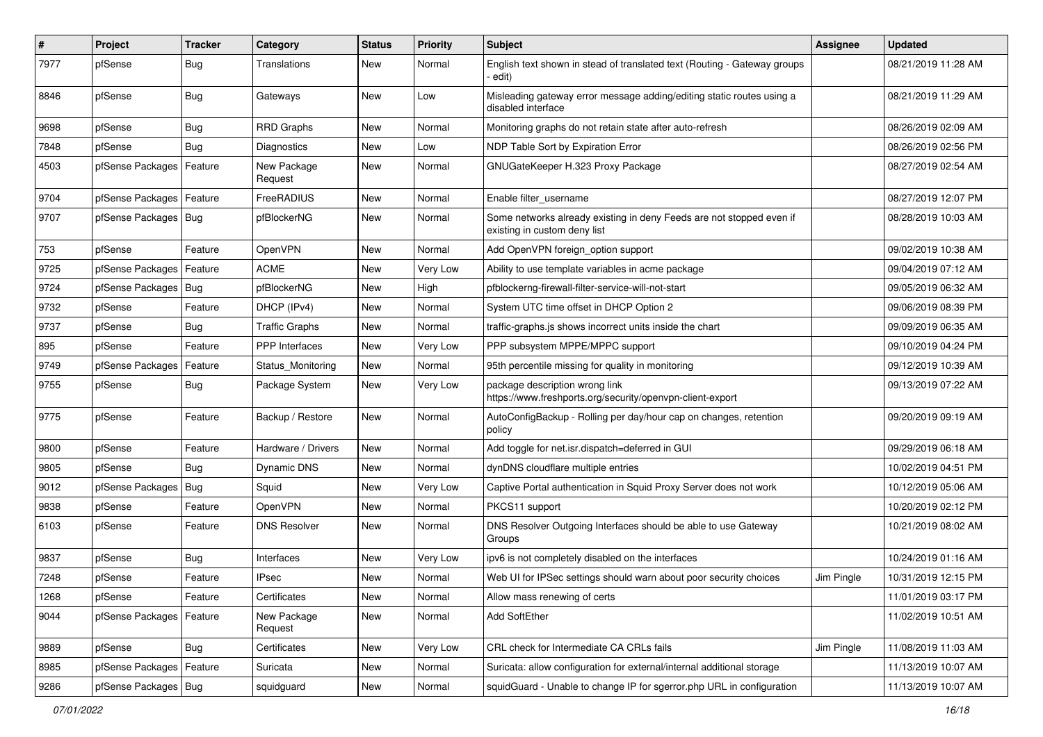| # | Project | Tracker | Category | Status | Priority | Subject | Assignee | Updated |
|---|---|---|---|---|---|---|---|---|
| 7977 | pfSense | Bug | Translations | New | Normal | English text shown in stead of translated text (Routing - Gateway groups - edit) | | 08/21/2019 11:28 AM |
| 8846 | pfSense | Bug | Gateways | New | Low | Misleading gateway error message adding/editing static routes using a disabled interface | | 08/21/2019 11:29 AM |
| 9698 | pfSense | Bug | RRD Graphs | New | Normal | Monitoring graphs do not retain state after auto-refresh | | 08/26/2019 02:09 AM |
| 7848 | pfSense | Bug | Diagnostics | New | Low | NDP Table Sort by Expiration Error | | 08/26/2019 02:56 PM |
| 4503 | pfSense Packages | Feature | New Package Request | New | Normal | GNUGateKeeper H.323 Proxy Package | | 08/27/2019 02:54 AM |
| 9704 | pfSense Packages | Feature | FreeRADIUS | New | Normal | Enable filter_username | | 08/27/2019 12:07 PM |
| 9707 | pfSense Packages | Bug | pfBlockerNG | New | Normal | Some networks already existing in deny Feeds are not stopped even if existing in custom deny list | | 08/28/2019 10:03 AM |
| 753 | pfSense | Feature | OpenVPN | New | Normal | Add OpenVPN foreign_option support | | 09/02/2019 10:38 AM |
| 9725 | pfSense Packages | Feature | ACME | New | Very Low | Ability to use template variables in acme package | | 09/04/2019 07:12 AM |
| 9724 | pfSense Packages | Bug | pfBlockerNG | New | High | pfblockerng-firewall-filter-service-will-not-start | | 09/05/2019 06:32 AM |
| 9732 | pfSense | Feature | DHCP (IPv4) | New | Normal | System UTC time offset in DHCP Option 2 | | 09/06/2019 08:39 PM |
| 9737 | pfSense | Bug | Traffic Graphs | New | Normal | traffic-graphs.js shows incorrect units inside the chart | | 09/09/2019 06:35 AM |
| 895 | pfSense | Feature | PPP Interfaces | New | Very Low | PPP subsystem MPPE/MPPC support | | 09/10/2019 04:24 PM |
| 9749 | pfSense Packages | Feature | Status_Monitoring | New | Normal | 95th percentile missing for quality in monitoring | | 09/12/2019 10:39 AM |
| 9755 | pfSense | Bug | Package System | New | Very Low | package description wrong link https://www.freshports.org/security/openvpn-client-export | | 09/13/2019 07:22 AM |
| 9775 | pfSense | Feature | Backup / Restore | New | Normal | AutoConfigBackup - Rolling per day/hour cap on changes, retention policy | | 09/20/2019 09:19 AM |
| 9800 | pfSense | Feature | Hardware / Drivers | New | Normal | Add toggle for net.isr.dispatch=deferred in GUI | | 09/29/2019 06:18 AM |
| 9805 | pfSense | Bug | Dynamic DNS | New | Normal | dynDNS cloudflare multiple entries | | 10/02/2019 04:51 PM |
| 9012 | pfSense Packages | Bug | Squid | New | Very Low | Captive Portal authentication in Squid Proxy Server does not work | | 10/12/2019 05:06 AM |
| 9838 | pfSense | Feature | OpenVPN | New | Normal | PKCS11 support | | 10/20/2019 02:12 PM |
| 6103 | pfSense | Feature | DNS Resolver | New | Normal | DNS Resolver Outgoing Interfaces should be able to use Gateway Groups | | 10/21/2019 08:02 AM |
| 9837 | pfSense | Bug | Interfaces | New | Very Low | ipv6 is not completely disabled on the interfaces | | 10/24/2019 01:16 AM |
| 7248 | pfSense | Feature | IPsec | New | Normal | Web UI for IPSec settings should warn about poor security choices | Jim Pingle | 10/31/2019 12:15 PM |
| 1268 | pfSense | Feature | Certificates | New | Normal | Allow mass renewing of certs | | 11/01/2019 03:17 PM |
| 9044 | pfSense Packages | Feature | New Package Request | New | Normal | Add SoftEther | | 11/02/2019 10:51 AM |
| 9889 | pfSense | Bug | Certificates | New | Very Low | CRL check for Intermediate CA CRLs fails | Jim Pingle | 11/08/2019 11:03 AM |
| 8985 | pfSense Packages | Feature | Suricata | New | Normal | Suricata: allow configuration for external/internal additional storage | | 11/13/2019 10:07 AM |
| 9286 | pfSense Packages | Bug | squidguard | New | Normal | squidGuard - Unable to change IP for sgerror.php URL in configuration | | 11/13/2019 10:07 AM |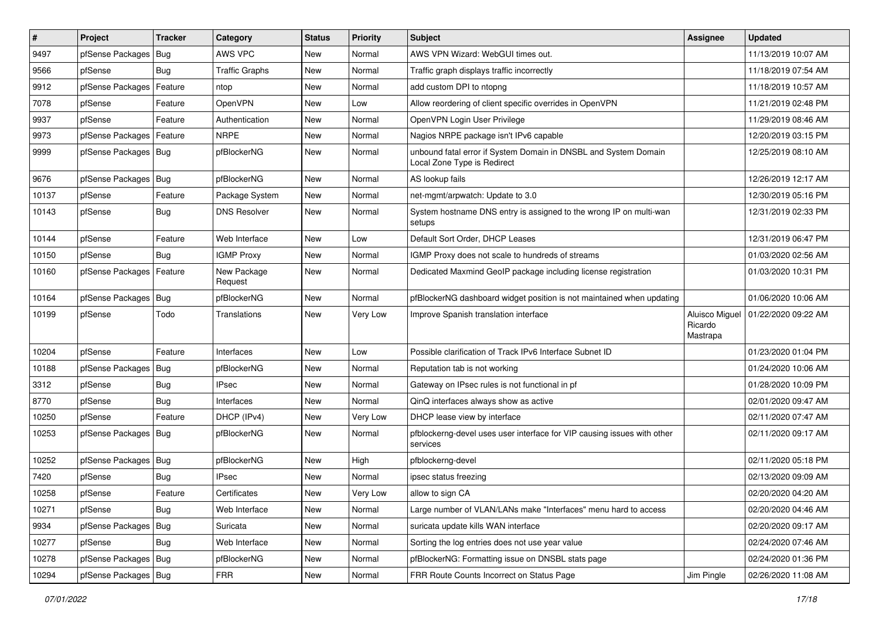| # | Project | Tracker | Category | Status | Priority | Subject | Assignee | Updated |
|---|---|---|---|---|---|---|---|---|
| 9497 | pfSense Packages | Bug | AWS VPC | New | Normal | AWS VPN Wizard: WebGUI times out. | | 11/13/2019 10:07 AM |
| 9566 | pfSense | Bug | Traffic Graphs | New | Normal | Traffic graph displays traffic incorrectly | | 11/18/2019 07:54 AM |
| 9912 | pfSense Packages | Feature | ntop | New | Normal | add custom DPI to ntopng | | 11/18/2019 10:57 AM |
| 7078 | pfSense | Feature | OpenVPN | New | Low | Allow reordering of client specific overrides in OpenVPN | | 11/21/2019 02:48 PM |
| 9937 | pfSense | Feature | Authentication | New | Normal | OpenVPN Login User Privilege | | 11/29/2019 08:46 AM |
| 9973 | pfSense Packages | Feature | NRPE | New | Normal | Nagios NRPE package isn't IPv6 capable | | 12/20/2019 03:15 PM |
| 9999 | pfSense Packages | Bug | pfBlockerNG | New | Normal | unbound fatal error if System Domain in DNSBL and System Domain Local Zone Type is Redirect | | 12/25/2019 08:10 AM |
| 9676 | pfSense Packages | Bug | pfBlockerNG | New | Normal | AS lookup fails | | 12/26/2019 12:17 AM |
| 10137 | pfSense | Feature | Package System | New | Normal | net-mgmt/arpwatch: Update to 3.0 | | 12/30/2019 05:16 PM |
| 10143 | pfSense | Bug | DNS Resolver | New | Normal | System hostname DNS entry is assigned to the wrong IP on multi-wan setups | | 12/31/2019 02:33 PM |
| 10144 | pfSense | Feature | Web Interface | New | Low | Default Sort Order, DHCP Leases | | 12/31/2019 06:47 PM |
| 10150 | pfSense | Bug | IGMP Proxy | New | Normal | IGMP Proxy does not scale to hundreds of streams | | 01/03/2020 02:56 AM |
| 10160 | pfSense Packages | Feature | New Package Request | New | Normal | Dedicated Maxmind GeoIP package including license registration | | 01/03/2020 10:31 PM |
| 10164 | pfSense Packages | Bug | pfBlockerNG | New | Normal | pfBlockerNG dashboard widget position is not maintained when updating | | 01/06/2020 10:06 AM |
| 10199 | pfSense | Todo | Translations | New | Very Low | Improve Spanish translation interface | Aluisco Miguel Ricardo Mastrapa | 01/22/2020 09:22 AM |
| 10204 | pfSense | Feature | Interfaces | New | Low | Possible clarification of Track IPv6 Interface Subnet ID | | 01/23/2020 01:04 PM |
| 10188 | pfSense Packages | Bug | pfBlockerNG | New | Normal | Reputation tab is not working | | 01/24/2020 10:06 AM |
| 3312 | pfSense | Bug | IPsec | New | Normal | Gateway on IPsec rules is not functional in pf | | 01/28/2020 10:09 PM |
| 8770 | pfSense | Bug | Interfaces | New | Normal | QinQ interfaces always show as active | | 02/01/2020 09:47 AM |
| 10250 | pfSense | Feature | DHCP (IPv4) | New | Very Low | DHCP lease view by interface | | 02/11/2020 07:47 AM |
| 10253 | pfSense Packages | Bug | pfBlockerNG | New | Normal | pfblockerng-devel uses user interface for VIP causing issues with other services | | 02/11/2020 09:17 AM |
| 10252 | pfSense Packages | Bug | pfBlockerNG | New | High | pfblockerng-devel | | 02/11/2020 05:18 PM |
| 7420 | pfSense | Bug | IPsec | New | Normal | ipsec status freezing | | 02/13/2020 09:09 AM |
| 10258 | pfSense | Feature | Certificates | New | Very Low | allow to sign CA | | 02/20/2020 04:20 AM |
| 10271 | pfSense | Bug | Web Interface | New | Normal | Large number of VLAN/LANs make "Interfaces" menu hard to access | | 02/20/2020 04:46 AM |
| 9934 | pfSense Packages | Bug | Suricata | New | Normal | suricata update kills WAN interface | | 02/20/2020 09:17 AM |
| 10277 | pfSense | Bug | Web Interface | New | Normal | Sorting the log entries does not use year value | | 02/24/2020 07:46 AM |
| 10278 | pfSense Packages | Bug | pfBlockerNG | New | Normal | pfBlockerNG: Formatting issue on DNSBL stats page | | 02/24/2020 01:36 PM |
| 10294 | pfSense Packages | Bug | FRR | New | Normal | FRR Route Counts Incorrect on Status Page | Jim Pingle | 02/26/2020 11:08 AM |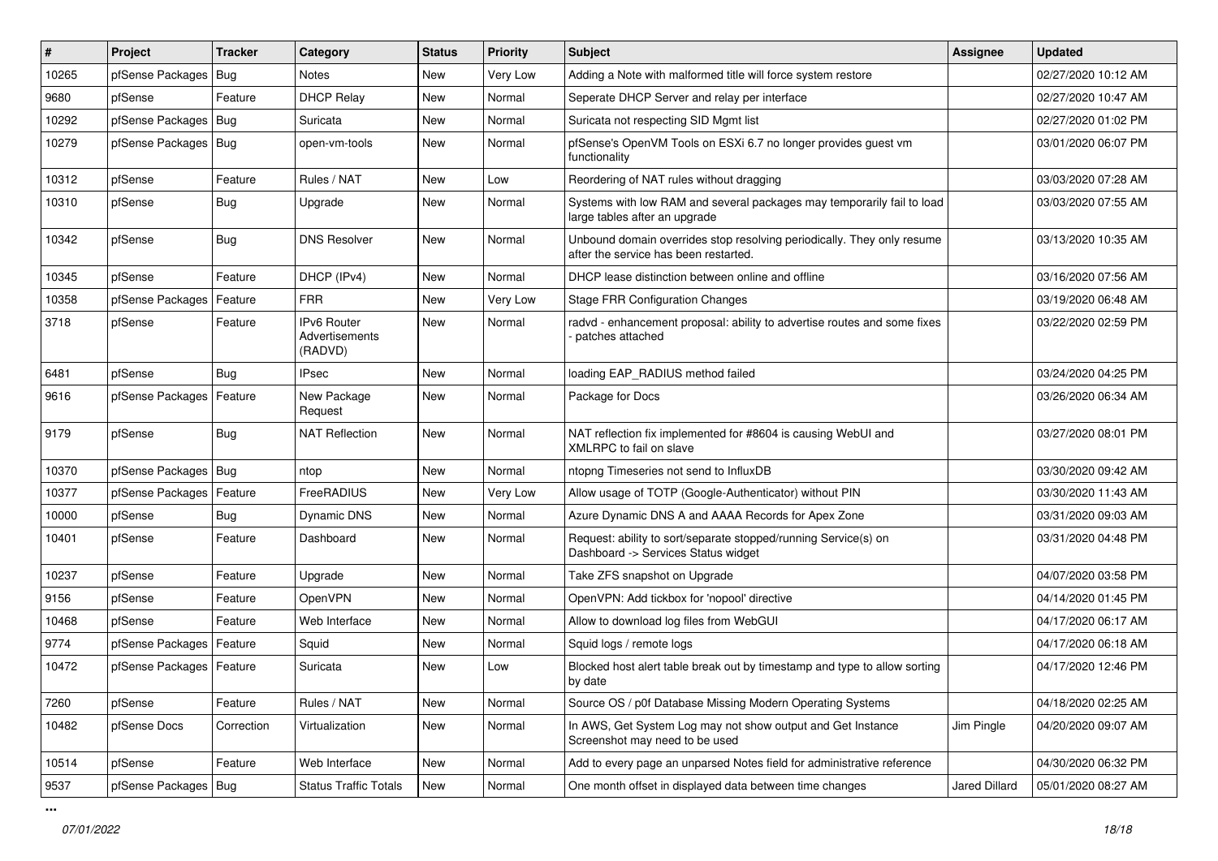| # | Project | Tracker | Category | Status | Priority | Subject | Assignee | Updated |
|---|---|---|---|---|---|---|---|---|
| 10265 | pfSense Packages | Bug | Notes | New | Very Low | Adding a Note with malformed title will force system restore | | 02/27/2020 10:12 AM |
| 9680 | pfSense | Feature | DHCP Relay | New | Normal | Seperate DHCP Server and relay per interface | | 02/27/2020 10:47 AM |
| 10292 | pfSense Packages | Bug | Suricata | New | Normal | Suricata not respecting SID Mgmt list | | 02/27/2020 01:02 PM |
| 10279 | pfSense Packages | Bug | open-vm-tools | New | Normal | pfSense's OpenVM Tools on ESXi 6.7 no longer provides guest vm functionality | | 03/01/2020 06:07 PM |
| 10312 | pfSense | Feature | Rules / NAT | New | Low | Reordering of NAT rules without dragging | | 03/03/2020 07:28 AM |
| 10310 | pfSense | Bug | Upgrade | New | Normal | Systems with low RAM and several packages may temporarily fail to load large tables after an upgrade | | 03/03/2020 07:55 AM |
| 10342 | pfSense | Bug | DNS Resolver | New | Normal | Unbound domain overrides stop resolving periodically. They only resume after the service has been restarted. | | 03/13/2020 10:35 AM |
| 10345 | pfSense | Feature | DHCP (IPv4) | New | Normal | DHCP lease distinction between online and offline | | 03/16/2020 07:56 AM |
| 10358 | pfSense Packages | Feature | FRR | New | Very Low | Stage FRR Configuration Changes | | 03/19/2020 06:48 AM |
| 3718 | pfSense | Feature | IPv6 Router Advertisements (RADVD) | New | Normal | radvd - enhancement proposal: ability to advertise routes and some fixes - patches attached | | 03/22/2020 02:59 PM |
| 6481 | pfSense | Bug | IPsec | New | Normal | loading EAP_RADIUS method failed | | 03/24/2020 04:25 PM |
| 9616 | pfSense Packages | Feature | New Package Request | New | Normal | Package for Docs | | 03/26/2020 06:34 AM |
| 9179 | pfSense | Bug | NAT Reflection | New | Normal | NAT reflection fix implemented for #8604 is causing WebUI and XMLRPC to fail on slave | | 03/27/2020 08:01 PM |
| 10370 | pfSense Packages | Bug | ntop | New | Normal | ntopng Timeseries not send to InfluxDB | | 03/30/2020 09:42 AM |
| 10377 | pfSense Packages | Feature | FreeRADIUS | New | Very Low | Allow usage of TOTP (Google-Authenticator) without PIN | | 03/30/2020 11:43 AM |
| 10000 | pfSense | Bug | Dynamic DNS | New | Normal | Azure Dynamic DNS A and AAAA Records for Apex Zone | | 03/31/2020 09:03 AM |
| 10401 | pfSense | Feature | Dashboard | New | Normal | Request: ability to sort/separate stopped/running Service(s) on Dashboard -> Services Status widget | | 03/31/2020 04:48 PM |
| 10237 | pfSense | Feature | Upgrade | New | Normal | Take ZFS snapshot on Upgrade | | 04/07/2020 03:58 PM |
| 9156 | pfSense | Feature | OpenVPN | New | Normal | OpenVPN: Add tickbox for 'nopool' directive | | 04/14/2020 01:45 PM |
| 10468 | pfSense | Feature | Web Interface | New | Normal | Allow to download log files from WebGUI | | 04/17/2020 06:17 AM |
| 9774 | pfSense Packages | Feature | Squid | New | Normal | Squid logs / remote logs | | 04/17/2020 06:18 AM |
| 10472 | pfSense Packages | Feature | Suricata | New | Low | Blocked host alert table break out by timestamp and type to allow sorting by date | | 04/17/2020 12:46 PM |
| 7260 | pfSense | Feature | Rules / NAT | New | Normal | Source OS / p0f Database Missing Modern Operating Systems | | 04/18/2020 02:25 AM |
| 10482 | pfSense Docs | Correction | Virtualization | New | Normal | In AWS, Get System Log may not show output and Get Instance Screenshot may need to be used | Jim Pingle | 04/20/2020 09:07 AM |
| 10514 | pfSense | Feature | Web Interface | New | Normal | Add to every page an unparsed Notes field for administrative reference | | 04/30/2020 06:32 PM |
| 9537 | pfSense Packages | Bug | Status Traffic Totals | New | Normal | One month offset in displayed data between time changes | Jared Dillard | 05/01/2020 08:27 AM |

...